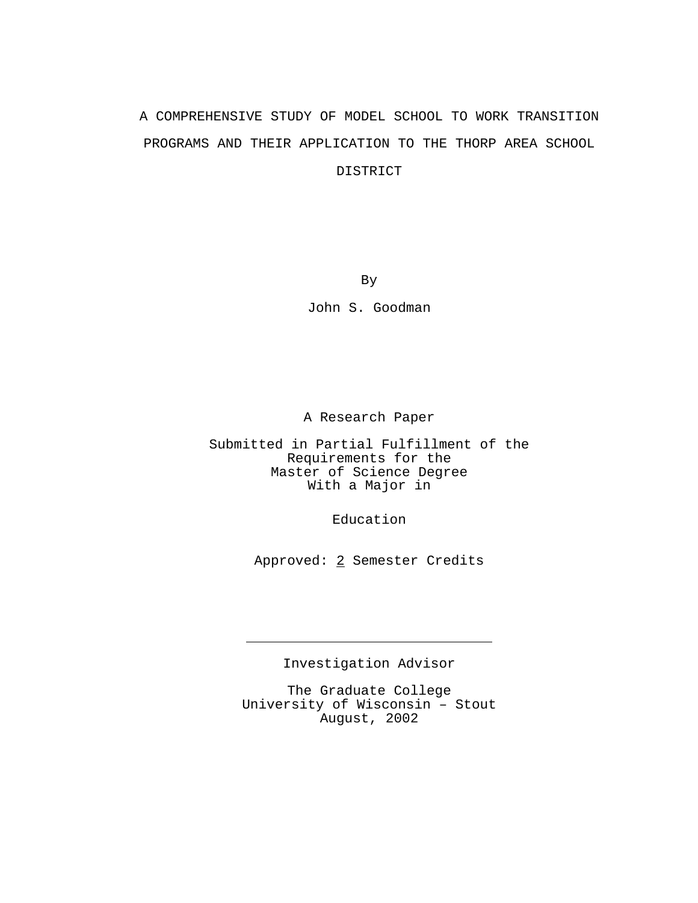# A COMPREHENSIVE STUDY OF MODEL SCHOOL TO WORK TRANSITION PROGRAMS AND THEIR APPLICATION TO THE THORP AREA SCHOOL DISTRICT

By

John S. Goodman

A Research Paper

Submitted in Partial Fulfillment of the
Requirements for the
Master of Science Degree
With a Major in

Education

Approved: 2 Semester Credits

---

Investigation Advisor

The Graduate College
University of Wisconsin – Stout
August, 2002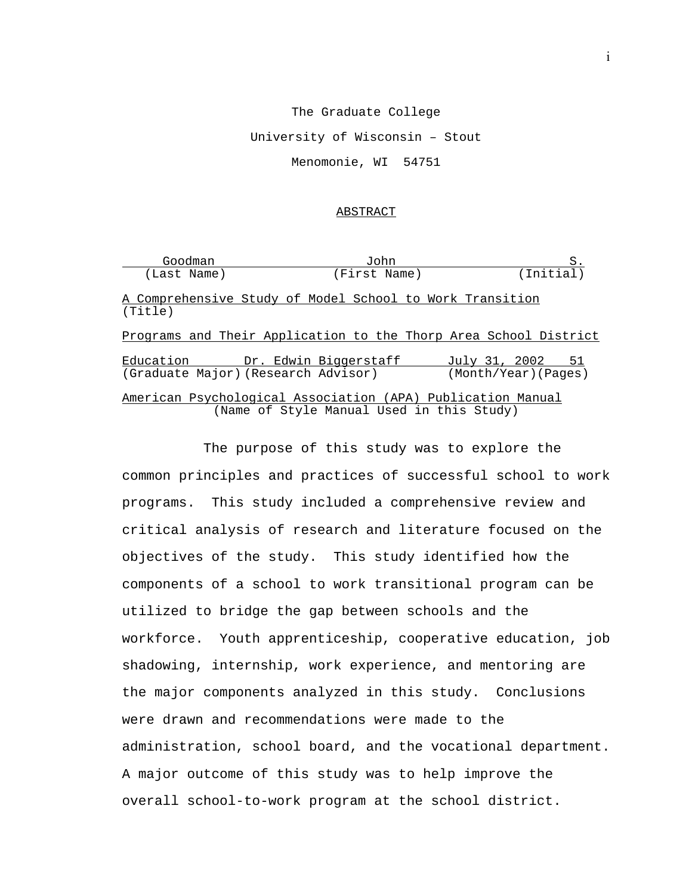The Graduate College

University of Wisconsin – Stout

Menomonie, WI 54751

## ABSTRACT

| Goodman | John | S. |
|---|---|---|
| (Last Name) | (First Name) | (Initial) |

A Comprehensive Study of Model School to Work Transition
(Title)

Programs and Their Application to the Thorp Area School District

| Education | Dr. Edwin Biggerstaff | July 31, 2002 | 51 |
|---|---|---|---|
| (Graduate Major) | (Research Advisor) | (Month/Year) | (Pages) |

American Psychological Association (APA) Publication Manual
(Name of Style Manual Used in this Study)

The purpose of this study was to explore the common principles and practices of successful school to work programs. This study included a comprehensive review and critical analysis of research and literature focused on the objectives of the study. This study identified how the components of a school to work transitional program can be utilized to bridge the gap between schools and the workforce. Youth apprenticeship, cooperative education, job shadowing, internship, work experience, and mentoring are the major components analyzed in this study. Conclusions were drawn and recommendations were made to the administration, school board, and the vocational department. A major outcome of this study was to help improve the overall school-to-work program at the school district.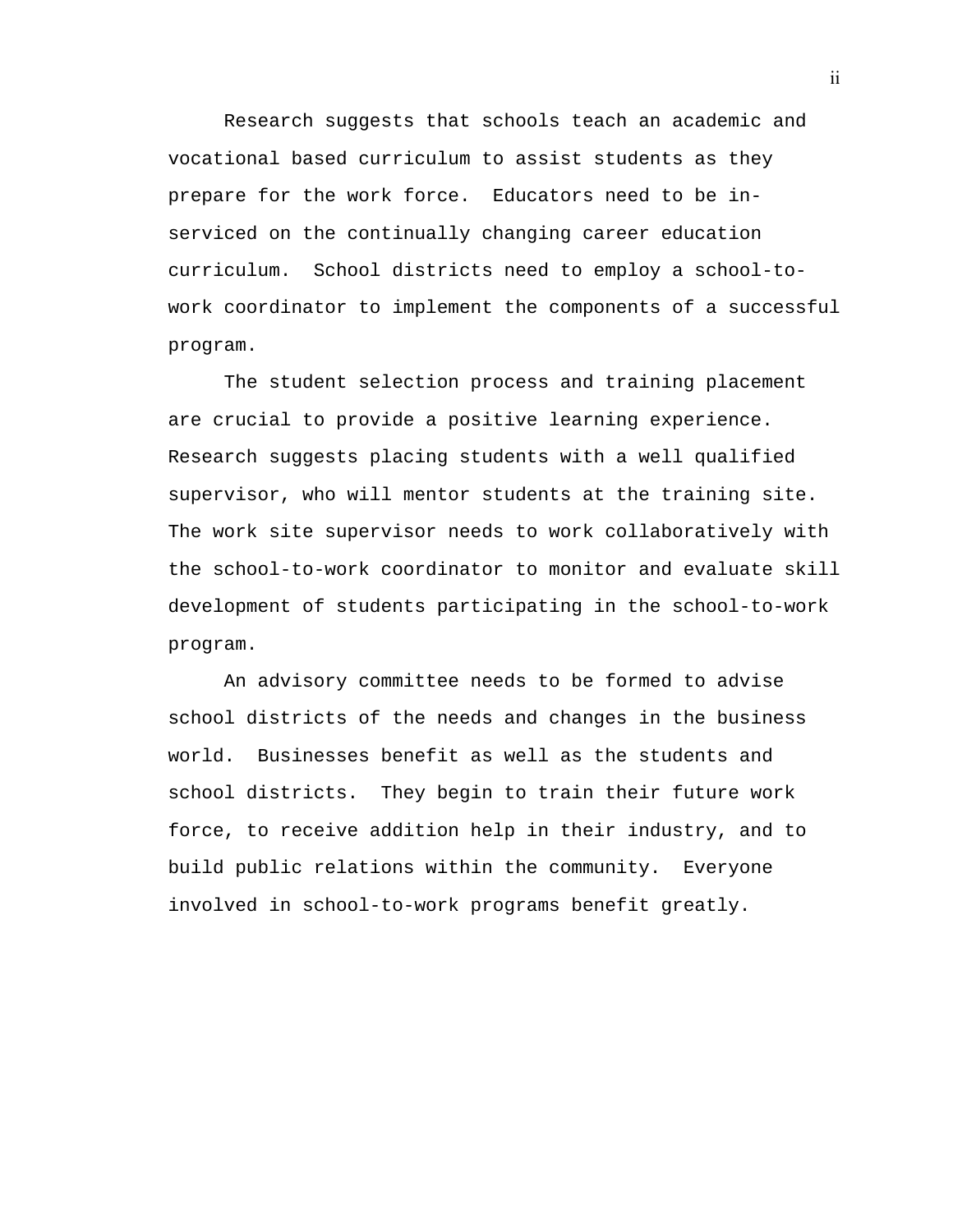Research suggests that schools teach an academic and vocational based curriculum to assist students as they prepare for the work force. Educators need to be in-serviced on the continually changing career education curriculum. School districts need to employ a school-to-work coordinator to implement the components of a successful program.

The student selection process and training placement are crucial to provide a positive learning experience. Research suggests placing students with a well qualified supervisor, who will mentor students at the training site. The work site supervisor needs to work collaboratively with the school-to-work coordinator to monitor and evaluate skill development of students participating in the school-to-work program.

An advisory committee needs to be formed to advise school districts of the needs and changes in the business world. Businesses benefit as well as the students and school districts. They begin to train their future work force, to receive addition help in their industry, and to build public relations within the community. Everyone involved in school-to-work programs benefit greatly.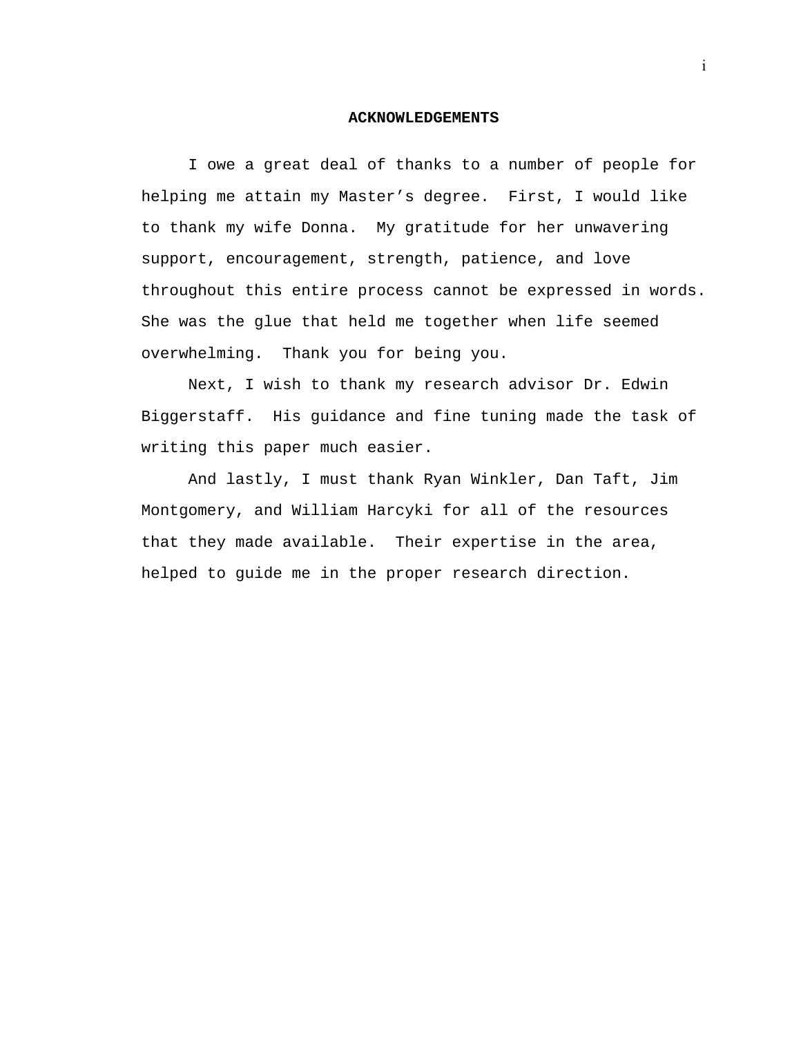## ACKNOWLEDGEMENTS

I owe a great deal of thanks to a number of people for helping me attain my Master's degree. First, I would like to thank my wife Donna. My gratitude for her unwavering support, encouragement, strength, patience, and love throughout this entire process cannot be expressed in words. She was the glue that held me together when life seemed overwhelming. Thank you for being you.

Next, I wish to thank my research advisor Dr. Edwin Biggerstaff. His guidance and fine tuning made the task of writing this paper much easier.

And lastly, I must thank Ryan Winkler, Dan Taft, Jim Montgomery, and William Harcyki for all of the resources that they made available. Their expertise in the area, helped to guide me in the proper research direction.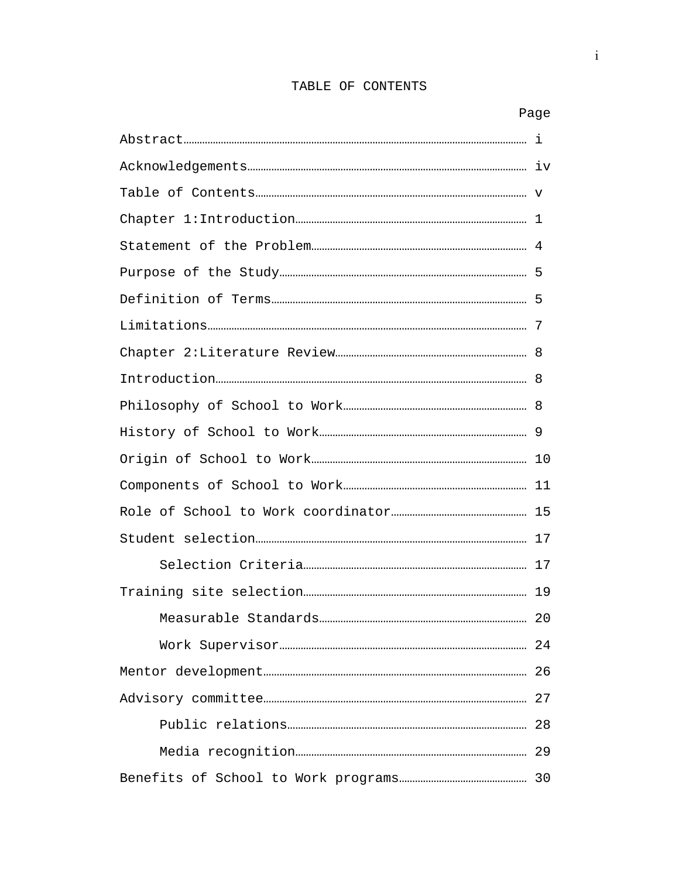# TABLE OF CONTENTS

| | Page |
|---|---|
| Abstract | i |
| Acknowledgements | iv |
| Table of Contents | v |
| Chapter 1:Introduction | 1 |
| Statement of the Problem | 4 |
| Purpose of the Study | 5 |
| Definition of Terms | 5 |
| Limitations | 7 |
| Chapter 2:Literature Review | 8 |
| Introduction | 8 |
| Philosophy of School to Work | 8 |
| History of School to Work | 9 |
| Origin of School to Work | 10 |
| Components of School to Work | 11 |
| Role of School to Work coordinator | 15 |
| Student selection | 17 |
| &nbsp;&nbsp;&nbsp;&nbsp;Selection Criteria | 17 |
| Training site selection | 19 |
| &nbsp;&nbsp;&nbsp;&nbsp;Measurable Standards | 20 |
| &nbsp;&nbsp;&nbsp;&nbsp;Work Supervisor | 24 |
| Mentor development | 26 |
| Advisory committee | 27 |
| &nbsp;&nbsp;&nbsp;&nbsp;Public relations | 28 |
| &nbsp;&nbsp;&nbsp;&nbsp;Media recognition | 29 |
| Benefits of School to Work programs | 30 |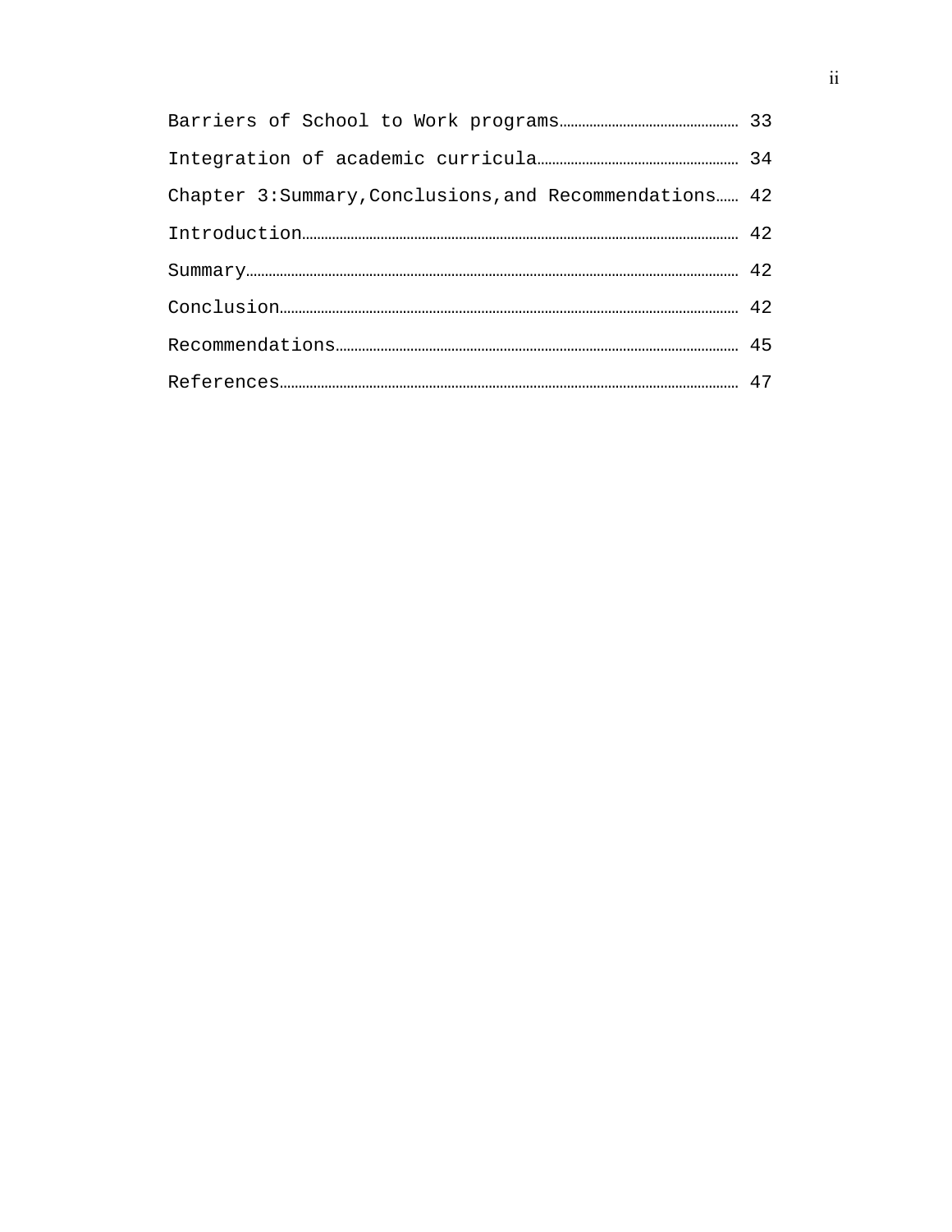Barriers of School to Work programs................................................ 33

Integration of academic curricula..................................................... 34

Chapter 3:Summary,Conclusions,and Recommendations...... 42

Introduction.................................................................................................... 42

Summary........................................................................................................ 42

Conclusion..................................................................................................... 42

Recommendations........................................................................................ 45

References...................................................................................................... 47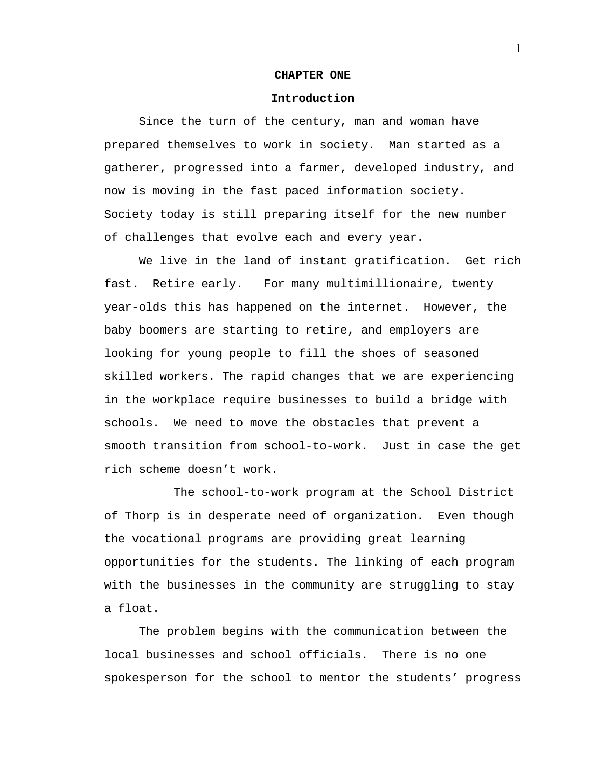# CHAPTER ONE

## Introduction

Since the turn of the century, man and woman have prepared themselves to work in society. Man started as a gatherer, progressed into a farmer, developed industry, and now is moving in the fast paced information society. Society today is still preparing itself for the new number of challenges that evolve each and every year.

We live in the land of instant gratification. Get rich fast. Retire early. For many multimillionaire, twenty year-olds this has happened on the internet. However, the baby boomers are starting to retire, and employers are looking for young people to fill the shoes of seasoned skilled workers. The rapid changes that we are experiencing in the workplace require businesses to build a bridge with schools. We need to move the obstacles that prevent a smooth transition from school-to-work. Just in case the get rich scheme doesn't work.

The school-to-work program at the School District of Thorp is in desperate need of organization. Even though the vocational programs are providing great learning opportunities for the students. The linking of each program with the businesses in the community are struggling to stay a float.

The problem begins with the communication between the local businesses and school officials. There is no one spokesperson for the school to mentor the students' progress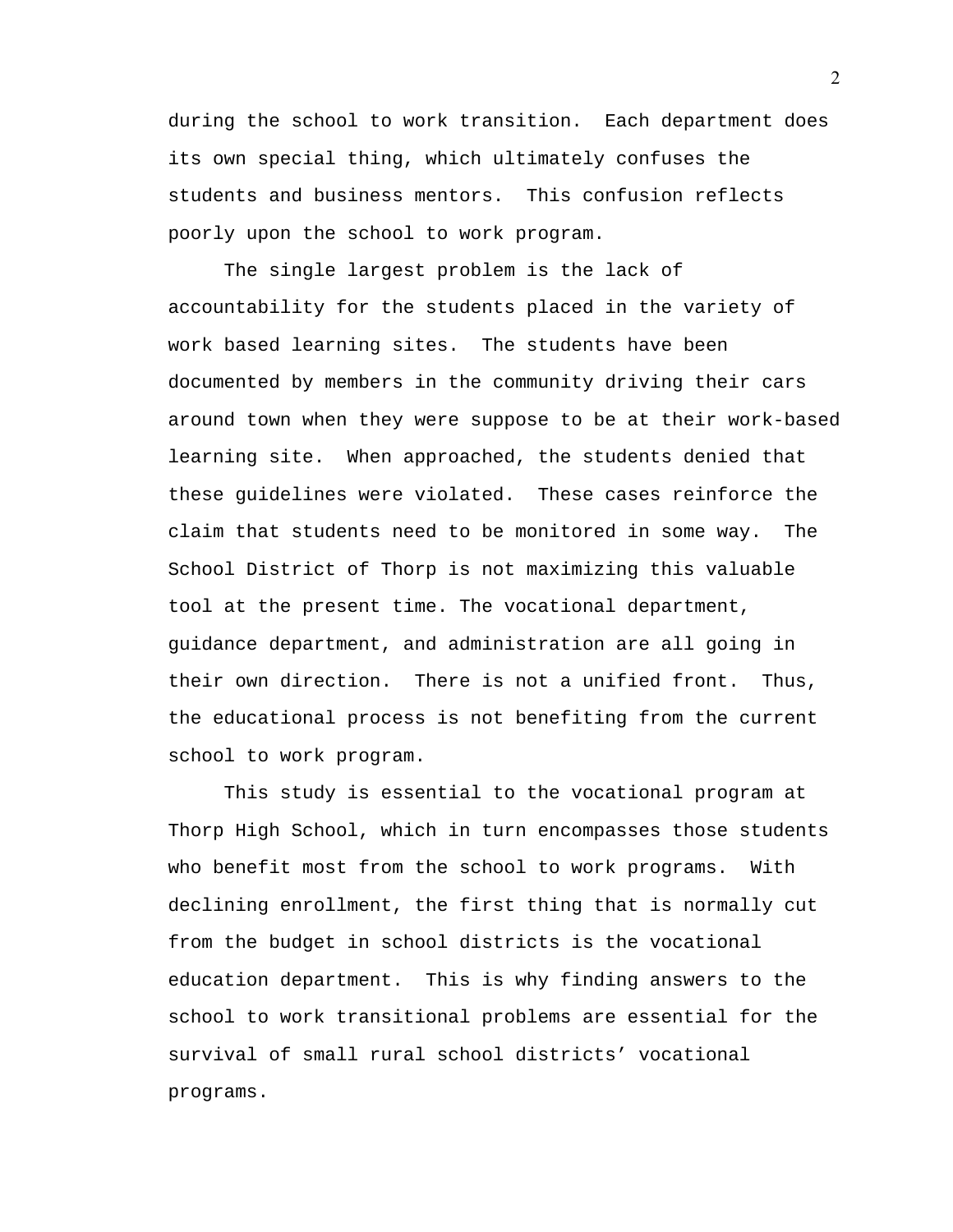during the school to work transition. Each department does its own special thing, which ultimately confuses the students and business mentors. This confusion reflects poorly upon the school to work program.

The single largest problem is the lack of accountability for the students placed in the variety of work based learning sites. The students have been documented by members in the community driving their cars around town when they were suppose to be at their work-based learning site. When approached, the students denied that these guidelines were violated. These cases reinforce the claim that students need to be monitored in some way. The School District of Thorp is not maximizing this valuable tool at the present time. The vocational department, guidance department, and administration are all going in their own direction. There is not a unified front. Thus, the educational process is not benefiting from the current school to work program.

This study is essential to the vocational program at Thorp High School, which in turn encompasses those students who benefit most from the school to work programs. With declining enrollment, the first thing that is normally cut from the budget in school districts is the vocational education department. This is why finding answers to the school to work transitional problems are essential for the survival of small rural school districts' vocational programs.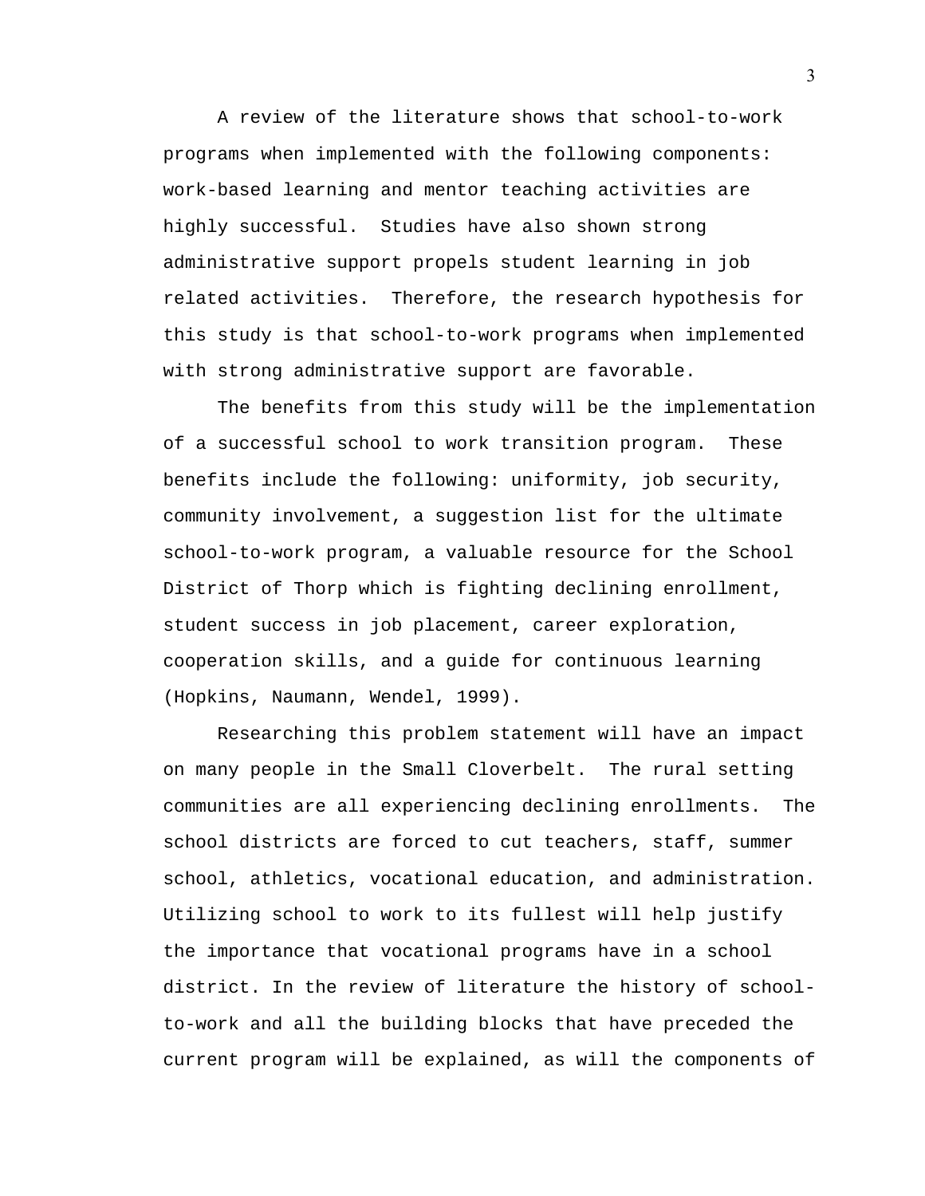A review of the literature shows that school-to-work programs when implemented with the following components: work-based learning and mentor teaching activities are highly successful. Studies have also shown strong administrative support propels student learning in job related activities. Therefore, the research hypothesis for this study is that school-to-work programs when implemented with strong administrative support are favorable.

The benefits from this study will be the implementation of a successful school to work transition program. These benefits include the following: uniformity, job security, community involvement, a suggestion list for the ultimate school-to-work program, a valuable resource for the School District of Thorp which is fighting declining enrollment, student success in job placement, career exploration, cooperation skills, and a guide for continuous learning (Hopkins, Naumann, Wendel, 1999).

Researching this problem statement will have an impact on many people in the Small Cloverbelt. The rural setting communities are all experiencing declining enrollments. The school districts are forced to cut teachers, staff, summer school, athletics, vocational education, and administration. Utilizing school to work to its fullest will help justify the importance that vocational programs have in a school district. In the review of literature the history of school-to-work and all the building blocks that have preceded the current program will be explained, as will the components of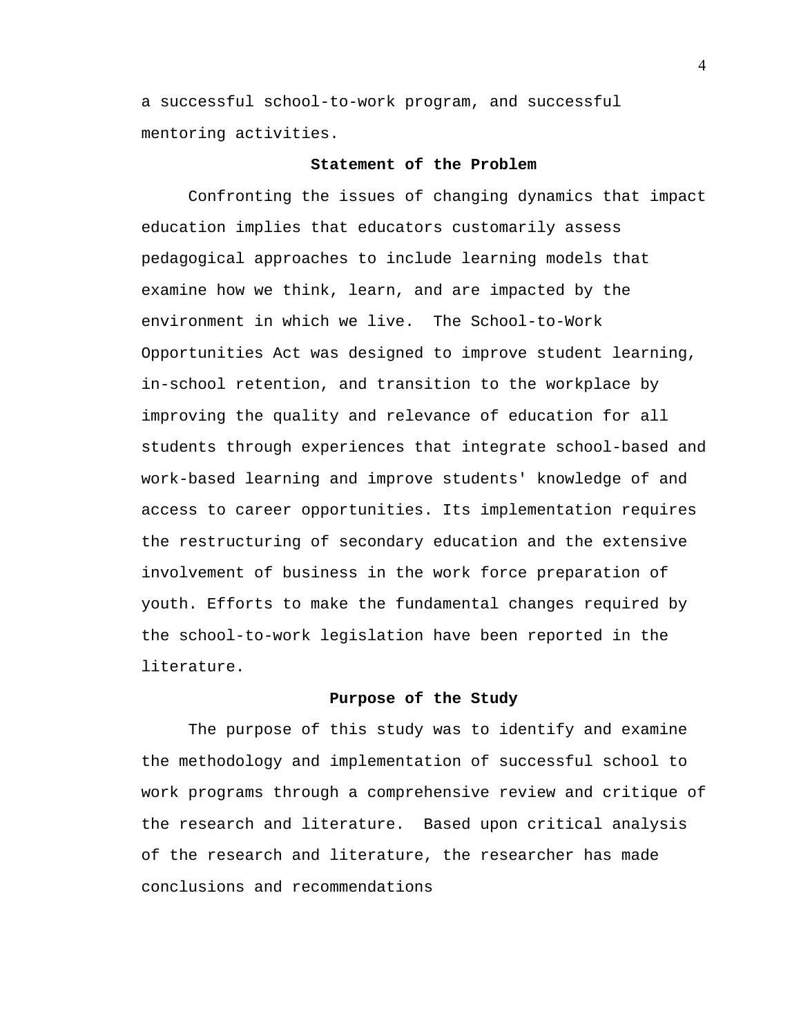a successful school-to-work program, and successful mentoring activities.

## Statement of the Problem

Confronting the issues of changing dynamics that impact education implies that educators customarily assess pedagogical approaches to include learning models that examine how we think, learn, and are impacted by the environment in which we live. The School-to-Work Opportunities Act was designed to improve student learning, in-school retention, and transition to the workplace by improving the quality and relevance of education for all students through experiences that integrate school-based and work-based learning and improve students' knowledge of and access to career opportunities. Its implementation requires the restructuring of secondary education and the extensive involvement of business in the work force preparation of youth. Efforts to make the fundamental changes required by the school-to-work legislation have been reported in the literature.

## Purpose of the Study

The purpose of this study was to identify and examine the methodology and implementation of successful school to work programs through a comprehensive review and critique of the research and literature. Based upon critical analysis of the research and literature, the researcher has made conclusions and recommendations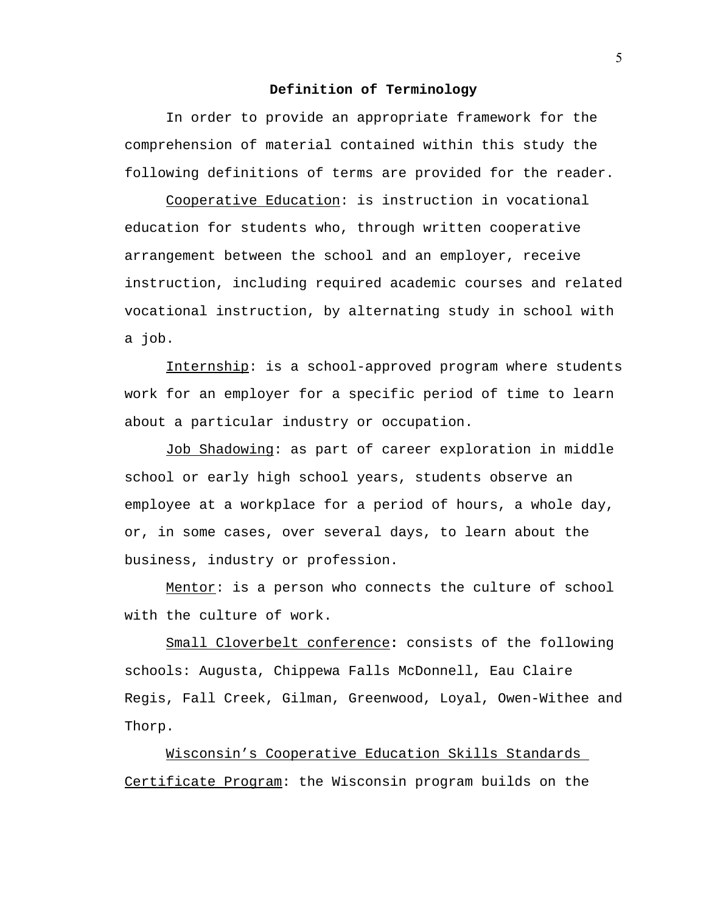## Definition of Terminology

In order to provide an appropriate framework for the comprehension of material contained within this study the following definitions of terms are provided for the reader.

Cooperative Education: is instruction in vocational education for students who, through written cooperative arrangement between the school and an employer, receive instruction, including required academic courses and related vocational instruction, by alternating study in school with a job.

Internship: is a school-approved program where students work for an employer for a specific period of time to learn about a particular industry or occupation.

Job Shadowing: as part of career exploration in middle school or early high school years, students observe an employee at a workplace for a period of hours, a whole day, or, in some cases, over several days, to learn about the business, industry or profession.

Mentor: is a person who connects the culture of school with the culture of work.

Small Cloverbelt conference: consists of the following schools: Augusta, Chippewa Falls McDonnell, Eau Claire Regis, Fall Creek, Gilman, Greenwood, Loyal, Owen-Withee and Thorp.

Wisconsin's Cooperative Education Skills Standards Certificate Program: the Wisconsin program builds on the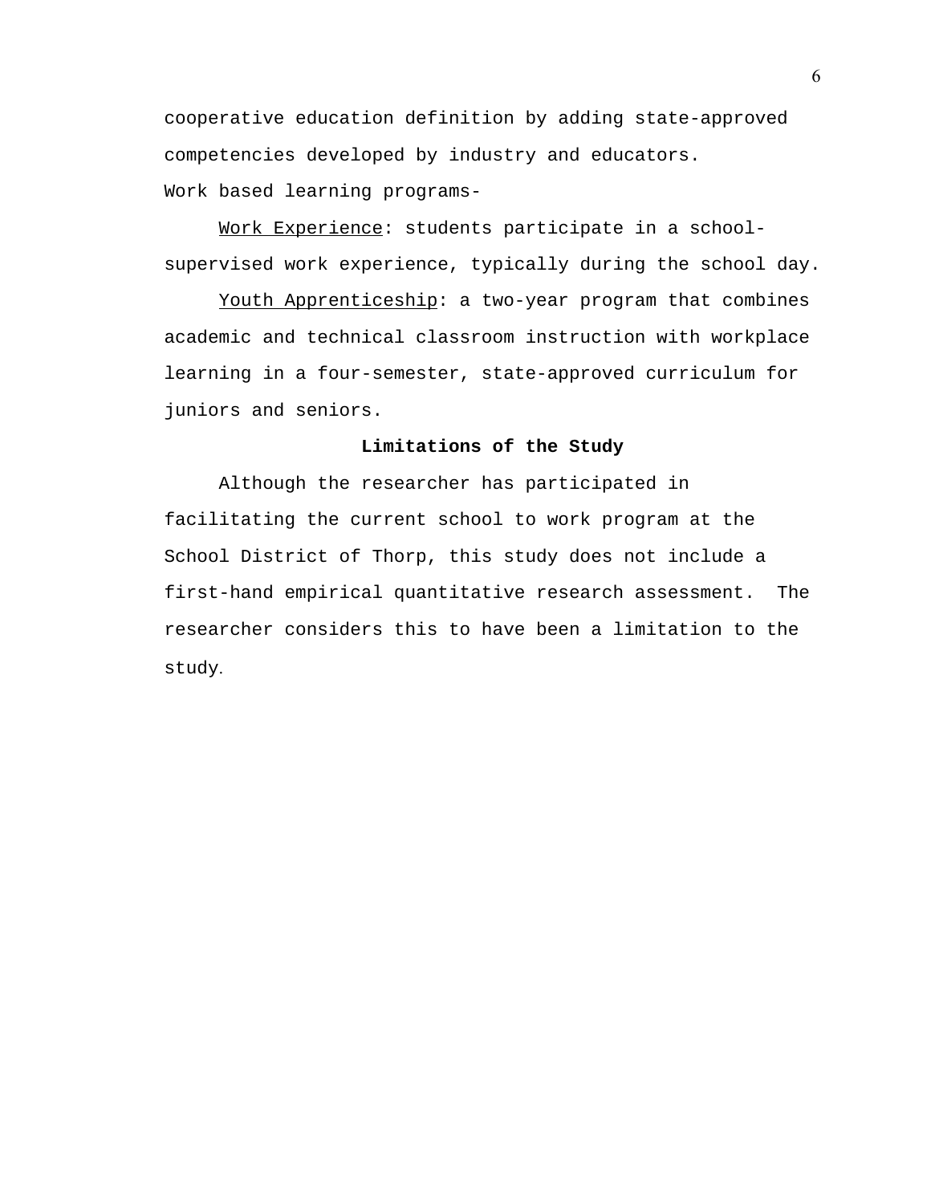cooperative education definition by adding state-approved competencies developed by industry and educators.

Work based learning programs-

Work Experience: students participate in a school-supervised work experience, typically during the school day.

Youth Apprenticeship: a two-year program that combines academic and technical classroom instruction with workplace learning in a four-semester, state-approved curriculum for juniors and seniors.

**Limitations of the Study**

Although the researcher has participated in facilitating the current school to work program at the School District of Thorp, this study does not include a first-hand empirical quantitative research assessment. The researcher considers this to have been a limitation to the study.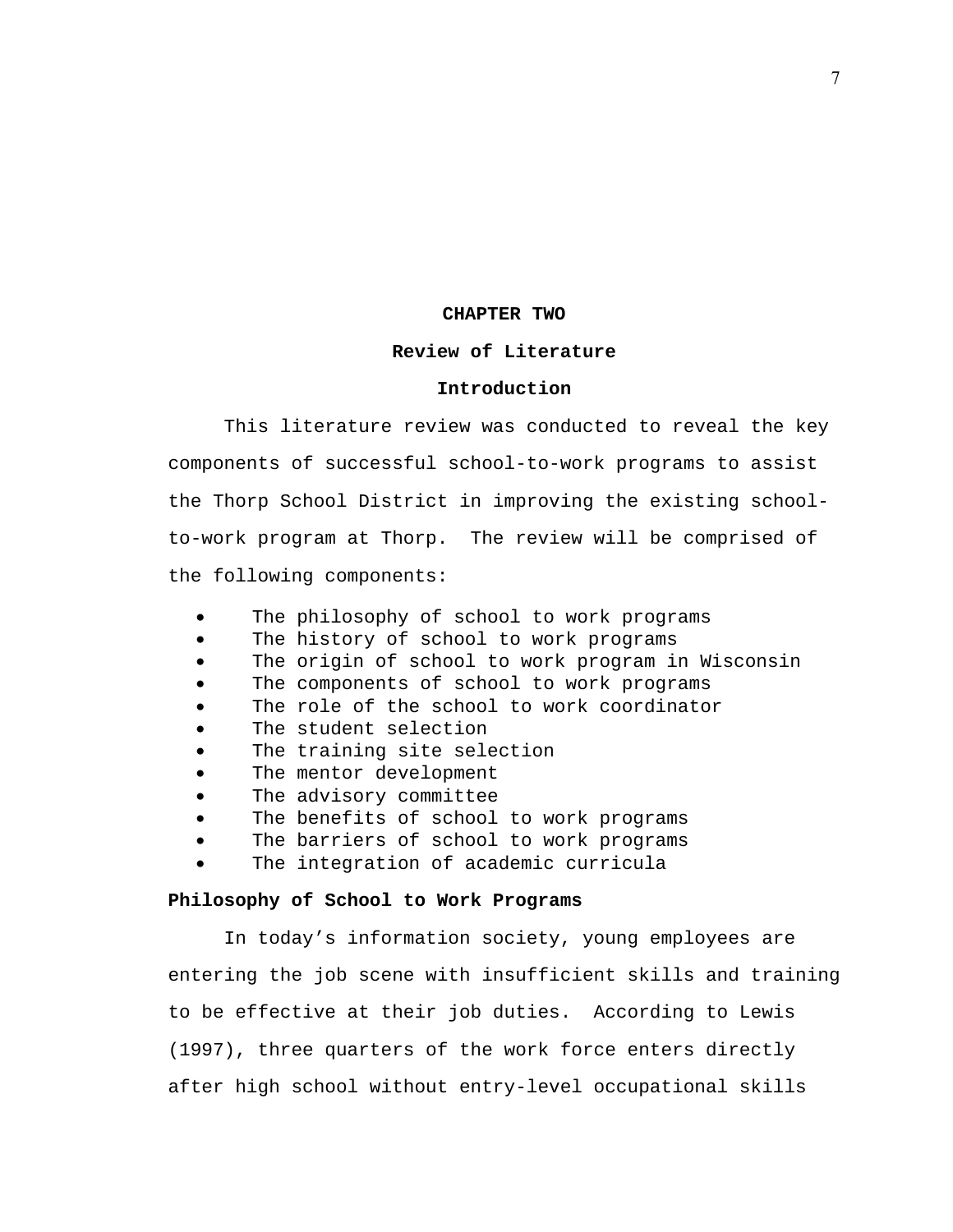# CHAPTER TWO

## Review of Literature

### Introduction

This literature review was conducted to reveal the key components of successful school-to-work programs to assist the Thorp School District in improving the existing school-to-work program at Thorp. The review will be comprised of the following components:

- The philosophy of school to work programs
- The history of school to work programs
- The origin of school to work program in Wisconsin
- The components of school to work programs
- The role of the school to work coordinator
- The student selection
- The training site selection
- The mentor development
- The advisory committee
- The benefits of school to work programs
- The barriers of school to work programs
- The integration of academic curricula

**Philosophy of School to Work Programs**

In today's information society, young employees are entering the job scene with insufficient skills and training to be effective at their job duties. According to Lewis (1997), three quarters of the work force enters directly after high school without entry-level occupational skills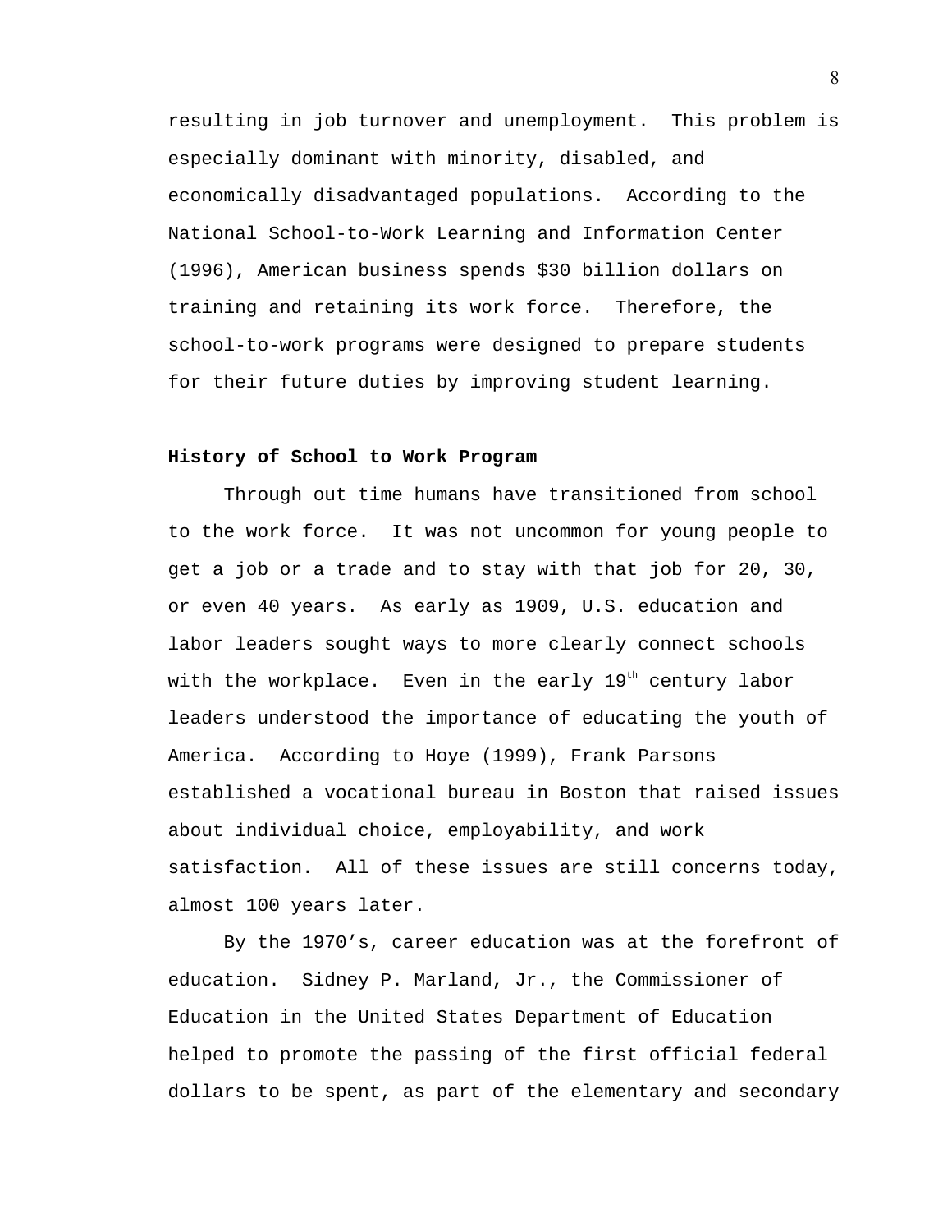resulting in job turnover and unemployment. This problem is especially dominant with minority, disabled, and economically disadvantaged populations. According to the National School-to-Work Learning and Information Center (1996), American business spends $30 billion dollars on training and retaining its work force. Therefore, the school-to-work programs were designed to prepare students for their future duties by improving student learning.

**History of School to Work Program**

Through out time humans have transitioned from school to the work force. It was not uncommon for young people to get a job or a trade and to stay with that job for 20, 30, or even 40 years. As early as 1909, U.S. education and labor leaders sought ways to more clearly connect schools with the workplace. Even in the early 19th century labor leaders understood the importance of educating the youth of America. According to Hoye (1999), Frank Parsons established a vocational bureau in Boston that raised issues about individual choice, employability, and work satisfaction. All of these issues are still concerns today, almost 100 years later.

By the 1970's, career education was at the forefront of education. Sidney P. Marland, Jr., the Commissioner of Education in the United States Department of Education helped to promote the passing of the first official federal dollars to be spent, as part of the elementary and secondary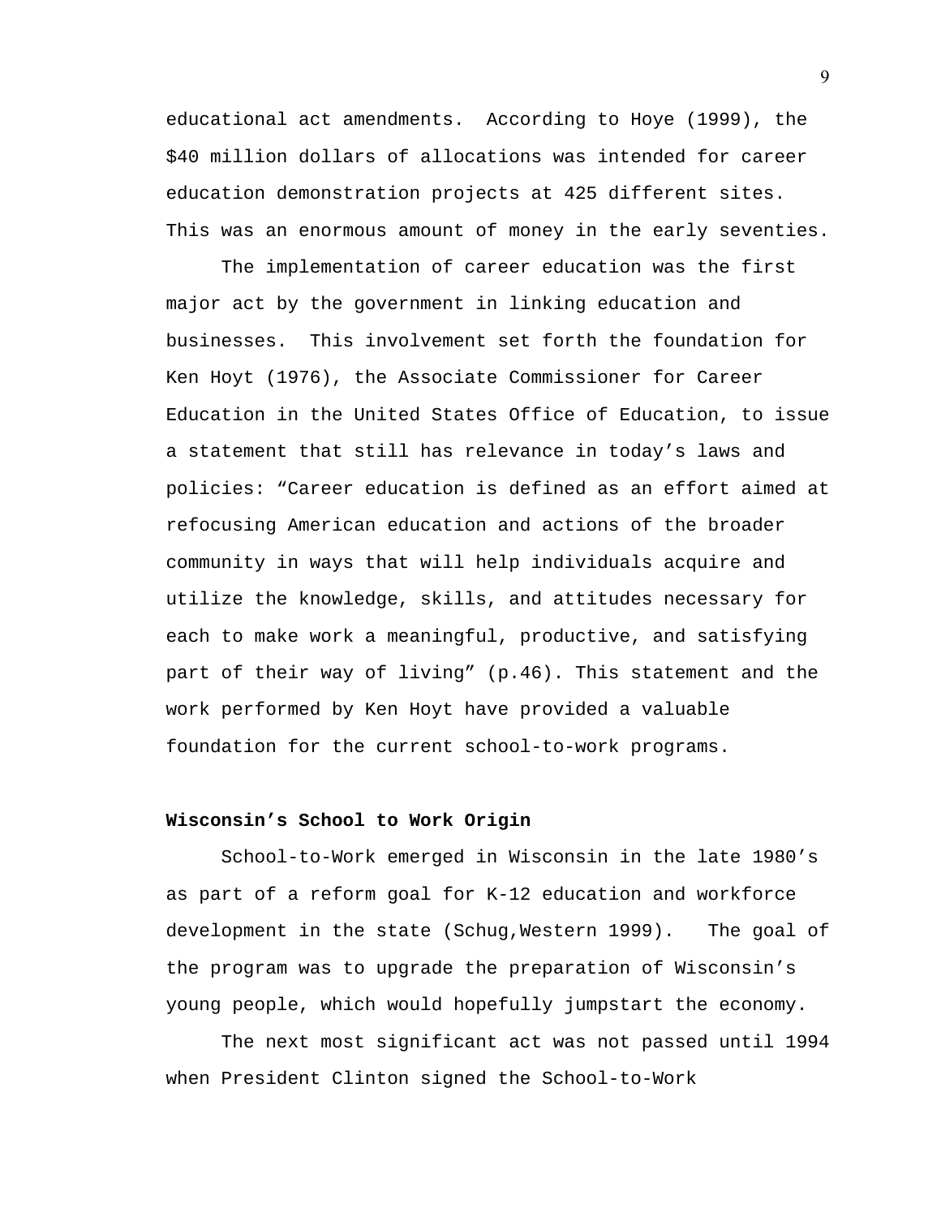educational act amendments.  According to Hoye (1999), the $40 million dollars of allocations was intended for career education demonstration projects at 425 different sites. This was an enormous amount of money in the early seventies.

The implementation of career education was the first major act by the government in linking education and businesses.  This involvement set forth the foundation for Ken Hoyt (1976), the Associate Commissioner for Career Education in the United States Office of Education, to issue a statement that still has relevance in today's laws and policies: "Career education is defined as an effort aimed at refocusing American education and actions of the broader community in ways that will help individuals acquire and utilize the knowledge, skills, and attitudes necessary for each to make work a meaningful, productive, and satisfying part of their way of living" (p.46). This statement and the work performed by Ken Hoyt have provided a valuable foundation for the current school-to-work programs.

**Wisconsin's School to Work Origin**

School-to-Work emerged in Wisconsin in the late 1980's as part of a reform goal for K-12 education and workforce development in the state (Schug,Western 1999).   The goal of the program was to upgrade the preparation of Wisconsin's young people, which would hopefully jumpstart the economy.

The next most significant act was not passed until 1994 when President Clinton signed the School-to-Work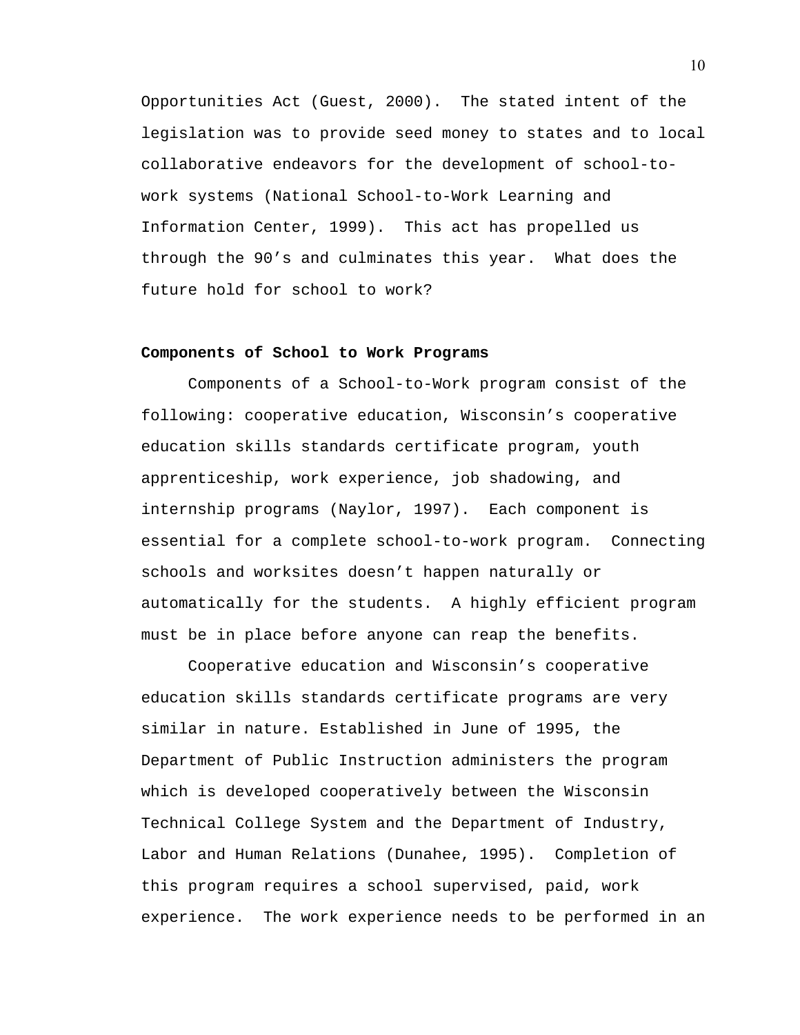Opportunities Act (Guest, 2000). The stated intent of the legislation was to provide seed money to states and to local collaborative endeavors for the development of school-to-work systems (National School-to-Work Learning and Information Center, 1999). This act has propelled us through the 90's and culminates this year. What does the future hold for school to work?

**Components of School to Work Programs**

Components of a School-to-Work program consist of the following: cooperative education, Wisconsin's cooperative education skills standards certificate program, youth apprenticeship, work experience, job shadowing, and internship programs (Naylor, 1997). Each component is essential for a complete school-to-work program. Connecting schools and worksites doesn't happen naturally or automatically for the students. A highly efficient program must be in place before anyone can reap the benefits.

Cooperative education and Wisconsin's cooperative education skills standards certificate programs are very similar in nature. Established in June of 1995, the Department of Public Instruction administers the program which is developed cooperatively between the Wisconsin Technical College System and the Department of Industry, Labor and Human Relations (Dunahee, 1995). Completion of this program requires a school supervised, paid, work experience. The work experience needs to be performed in an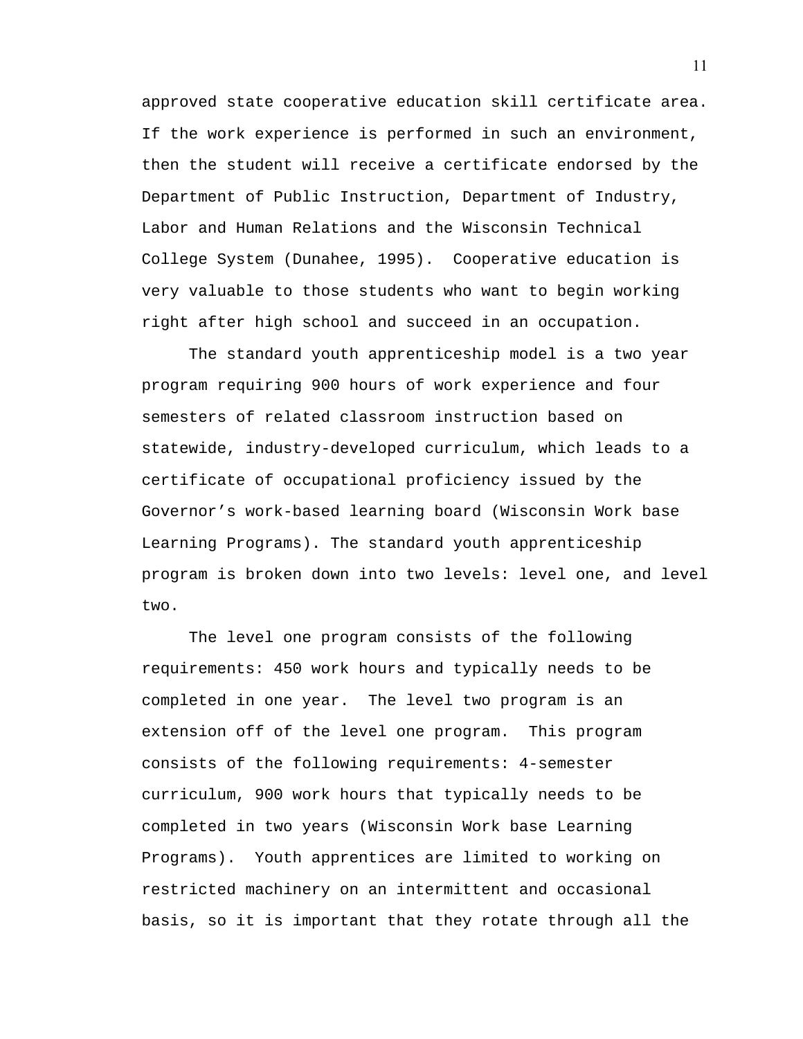approved state cooperative education skill certificate area. If the work experience is performed in such an environment, then the student will receive a certificate endorsed by the Department of Public Instruction, Department of Industry, Labor and Human Relations and the Wisconsin Technical College System (Dunahee, 1995).  Cooperative education is very valuable to those students who want to begin working right after high school and succeed in an occupation.

The standard youth apprenticeship model is a two year program requiring 900 hours of work experience and four semesters of related classroom instruction based on statewide, industry-developed curriculum, which leads to a certificate of occupational proficiency issued by the Governor's work-based learning board (Wisconsin Work base Learning Programs). The standard youth apprenticeship program is broken down into two levels: level one, and level two.

The level one program consists of the following requirements: 450 work hours and typically needs to be completed in one year.  The level two program is an extension off of the level one program.  This program consists of the following requirements: 4-semester curriculum, 900 work hours that typically needs to be completed in two years (Wisconsin Work base Learning Programs).  Youth apprentices are limited to working on restricted machinery on an intermittent and occasional basis, so it is important that they rotate through all the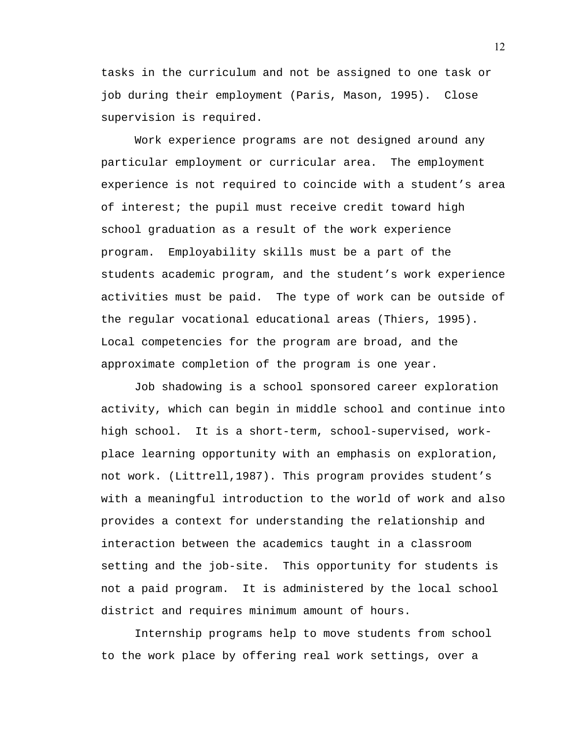tasks in the curriculum and not be assigned to one task or job during their employment (Paris, Mason, 1995). Close supervision is required.

Work experience programs are not designed around any particular employment or curricular area. The employment experience is not required to coincide with a student's area of interest; the pupil must receive credit toward high school graduation as a result of the work experience program. Employability skills must be a part of the students academic program, and the student's work experience activities must be paid. The type of work can be outside of the regular vocational educational areas (Thiers, 1995). Local competencies for the program are broad, and the approximate completion of the program is one year.

Job shadowing is a school sponsored career exploration activity, which can begin in middle school and continue into high school. It is a short-term, school-supervised, work-place learning opportunity with an emphasis on exploration, not work. (Littrell,1987). This program provides student's with a meaningful introduction to the world of work and also provides a context for understanding the relationship and interaction between the academics taught in a classroom setting and the job-site. This opportunity for students is not a paid program. It is administered by the local school district and requires minimum amount of hours.

Internship programs help to move students from school to the work place by offering real work settings, over a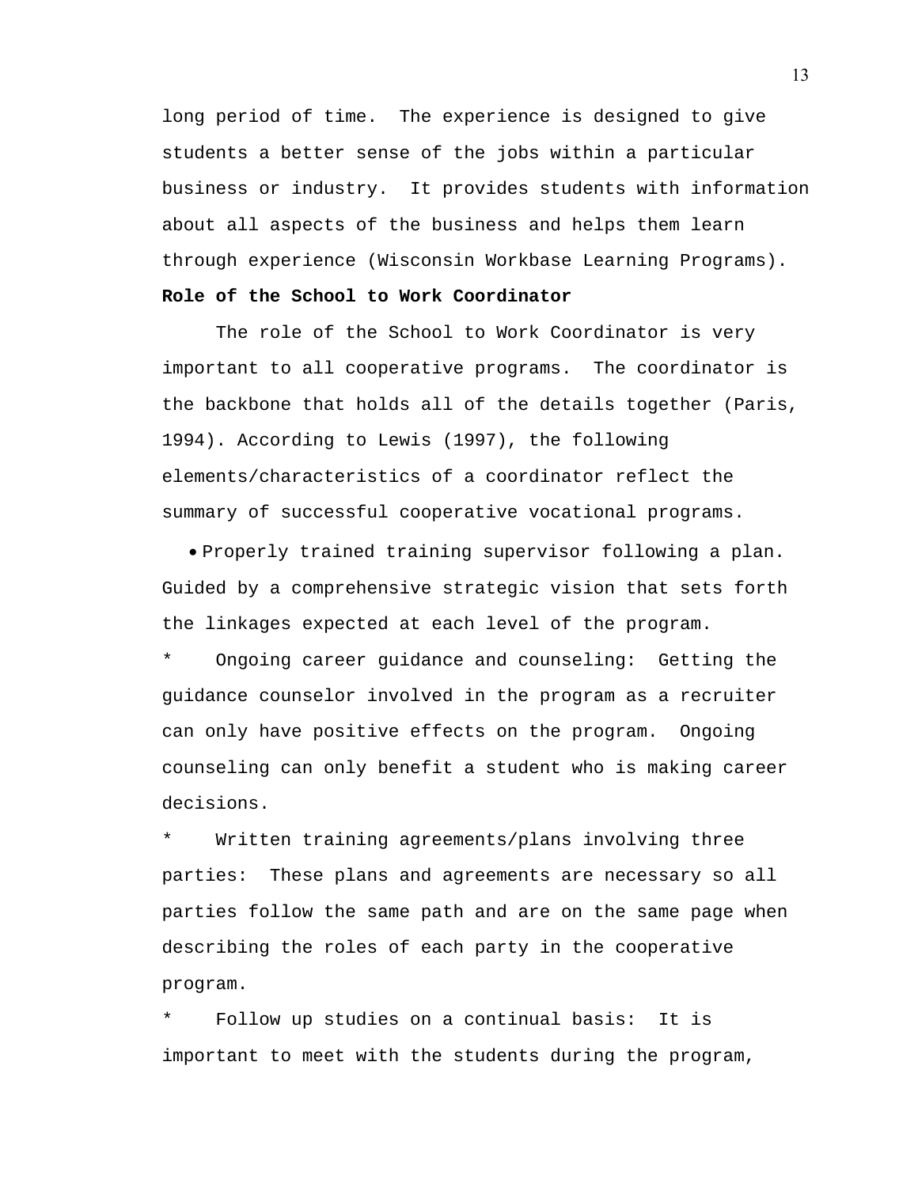long period of time. The experience is designed to give students a better sense of the jobs within a particular business or industry. It provides students with information about all aspects of the business and helps them learn through experience (Wisconsin Workbase Learning Programs).

**Role of the School to Work Coordinator**

The role of the School to Work Coordinator is very important to all cooperative programs. The coordinator is the backbone that holds all of the details together (Paris, 1994). According to Lewis (1997), the following elements/characteristics of a coordinator reflect the summary of successful cooperative vocational programs.

- Properly trained training supervisor following a plan. Guided by a comprehensive strategic vision that sets forth the linkages expected at each level of the program.

* Ongoing career guidance and counseling: Getting the guidance counselor involved in the program as a recruiter can only have positive effects on the program. Ongoing counseling can only benefit a student who is making career decisions.

* Written training agreements/plans involving three parties: These plans and agreements are necessary so all parties follow the same path and are on the same page when describing the roles of each party in the cooperative program.

* Follow up studies on a continual basis: It is important to meet with the students during the program,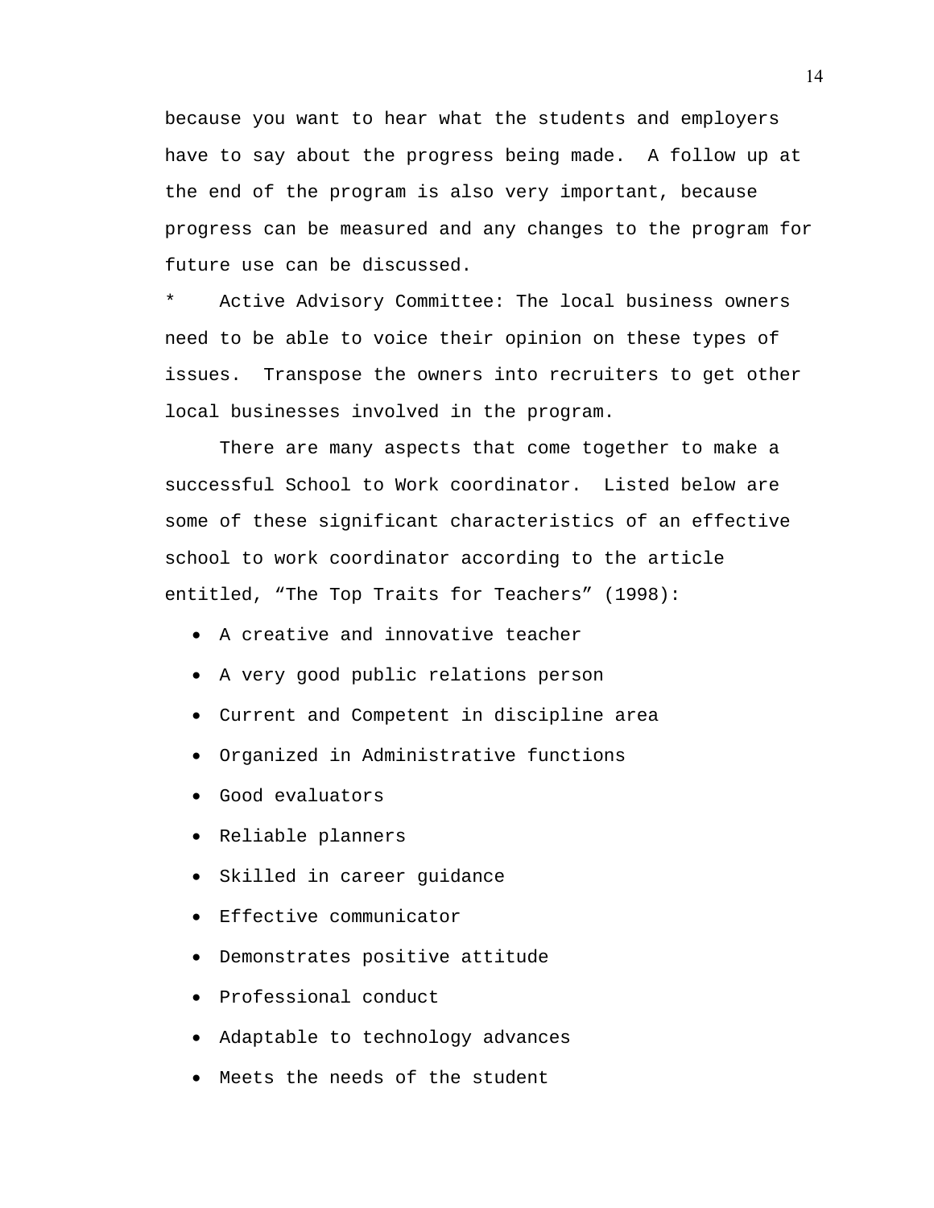because you want to hear what the students and employers have to say about the progress being made.  A follow up at the end of the program is also very important, because progress can be measured and any changes to the program for future use can be discussed.

*    Active Advisory Committee: The local business owners need to be able to voice their opinion on these types of issues.  Transpose the owners into recruiters to get other local businesses involved in the program.

There are many aspects that come together to make a successful School to Work coordinator.  Listed below are some of these significant characteristics of an effective school to work coordinator according to the article entitled, “The Top Traits for Teachers” (1998):

- A creative and innovative teacher
- A very good public relations person
- Current and Competent in discipline area
- Organized in Administrative functions
- Good evaluators
- Reliable planners
- Skilled in career guidance
- Effective communicator
- Demonstrates positive attitude
- Professional conduct
- Adaptable to technology advances
- Meets the needs of the student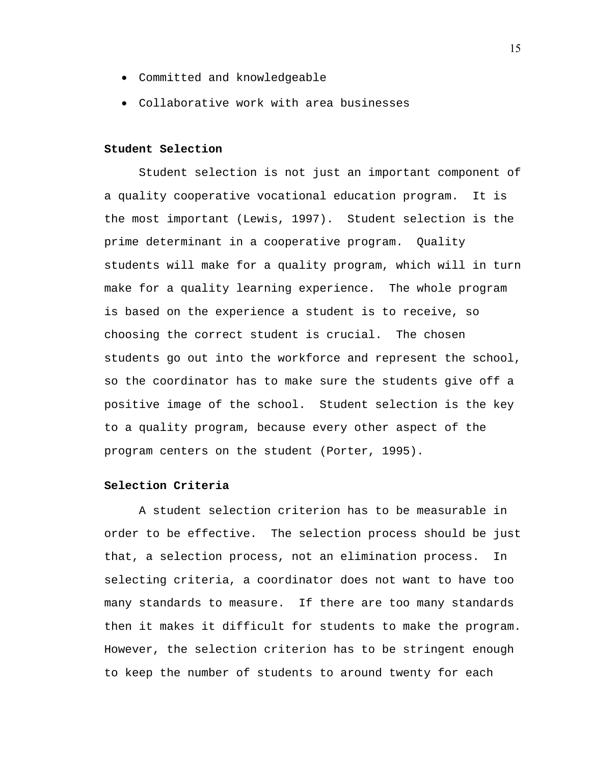- Committed and knowledgeable
- Collaborative work with area businesses

**Student Selection**

Student selection is not just an important component of a quality cooperative vocational education program. It is the most important (Lewis, 1997). Student selection is the prime determinant in a cooperative program. Quality students will make for a quality program, which will in turn make for a quality learning experience. The whole program is based on the experience a student is to receive, so choosing the correct student is crucial. The chosen students go out into the workforce and represent the school, so the coordinator has to make sure the students give off a positive image of the school. Student selection is the key to a quality program, because every other aspect of the program centers on the student (Porter, 1995).

**Selection Criteria**

A student selection criterion has to be measurable in order to be effective. The selection process should be just that, a selection process, not an elimination process. In selecting criteria, a coordinator does not want to have too many standards to measure. If there are too many standards then it makes it difficult for students to make the program. However, the selection criterion has to be stringent enough to keep the number of students to around twenty for each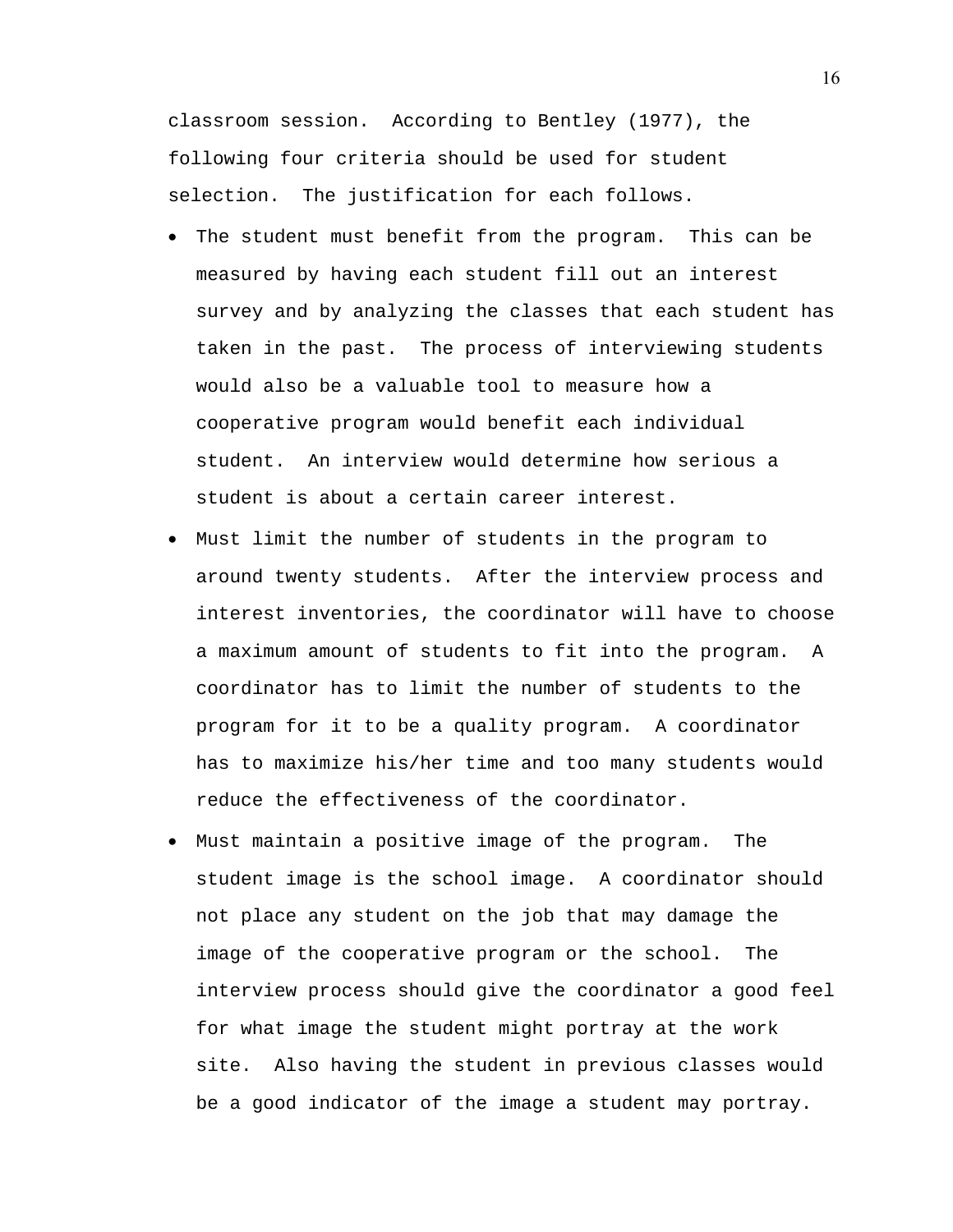classroom session. According to Bentley (1977), the following four criteria should be used for student selection. The justification for each follows.

- The student must benefit from the program. This can be measured by having each student fill out an interest survey and by analyzing the classes that each student has taken in the past. The process of interviewing students would also be a valuable tool to measure how a cooperative program would benefit each individual student. An interview would determine how serious a student is about a certain career interest.
- Must limit the number of students in the program to around twenty students. After the interview process and interest inventories, the coordinator will have to choose a maximum amount of students to fit into the program. A coordinator has to limit the number of students to the program for it to be a quality program. A coordinator has to maximize his/her time and too many students would reduce the effectiveness of the coordinator.
- Must maintain a positive image of the program. The student image is the school image. A coordinator should not place any student on the job that may damage the image of the cooperative program or the school. The interview process should give the coordinator a good feel for what image the student might portray at the work site. Also having the student in previous classes would be a good indicator of the image a student may portray.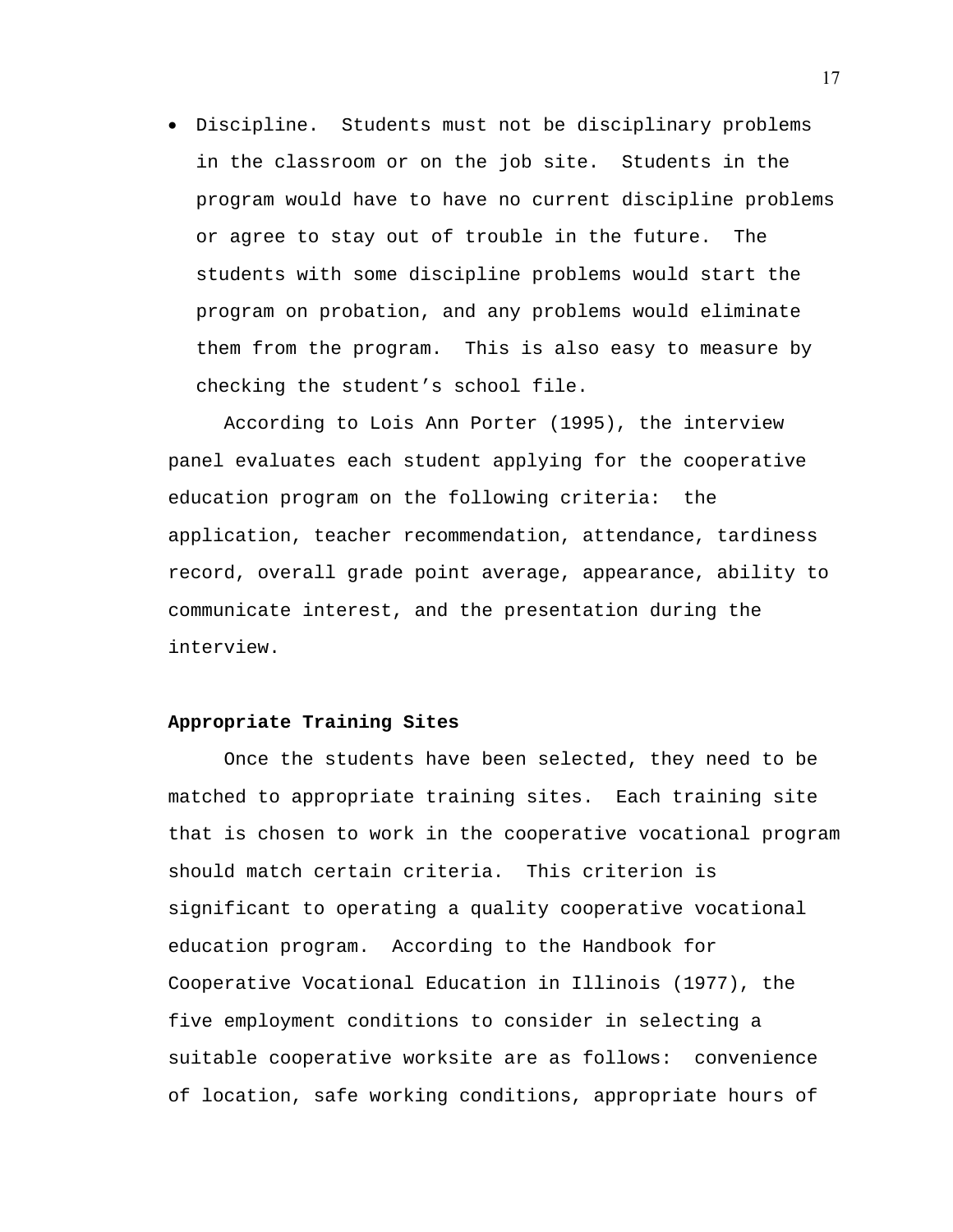- Discipline. Students must not be disciplinary problems in the classroom or on the job site. Students in the program would have to have no current discipline problems or agree to stay out of trouble in the future. The students with some discipline problems would start the program on probation, and any problems would eliminate them from the program. This is also easy to measure by checking the student's school file.

According to Lois Ann Porter (1995), the interview panel evaluates each student applying for the cooperative education program on the following criteria: the application, teacher recommendation, attendance, tardiness record, overall grade point average, appearance, ability to communicate interest, and the presentation during the interview.

**Appropriate Training Sites**

Once the students have been selected, they need to be matched to appropriate training sites. Each training site that is chosen to work in the cooperative vocational program should match certain criteria. This criterion is significant to operating a quality cooperative vocational education program. According to the Handbook for Cooperative Vocational Education in Illinois (1977), the five employment conditions to consider in selecting a suitable cooperative worksite are as follows: convenience of location, safe working conditions, appropriate hours of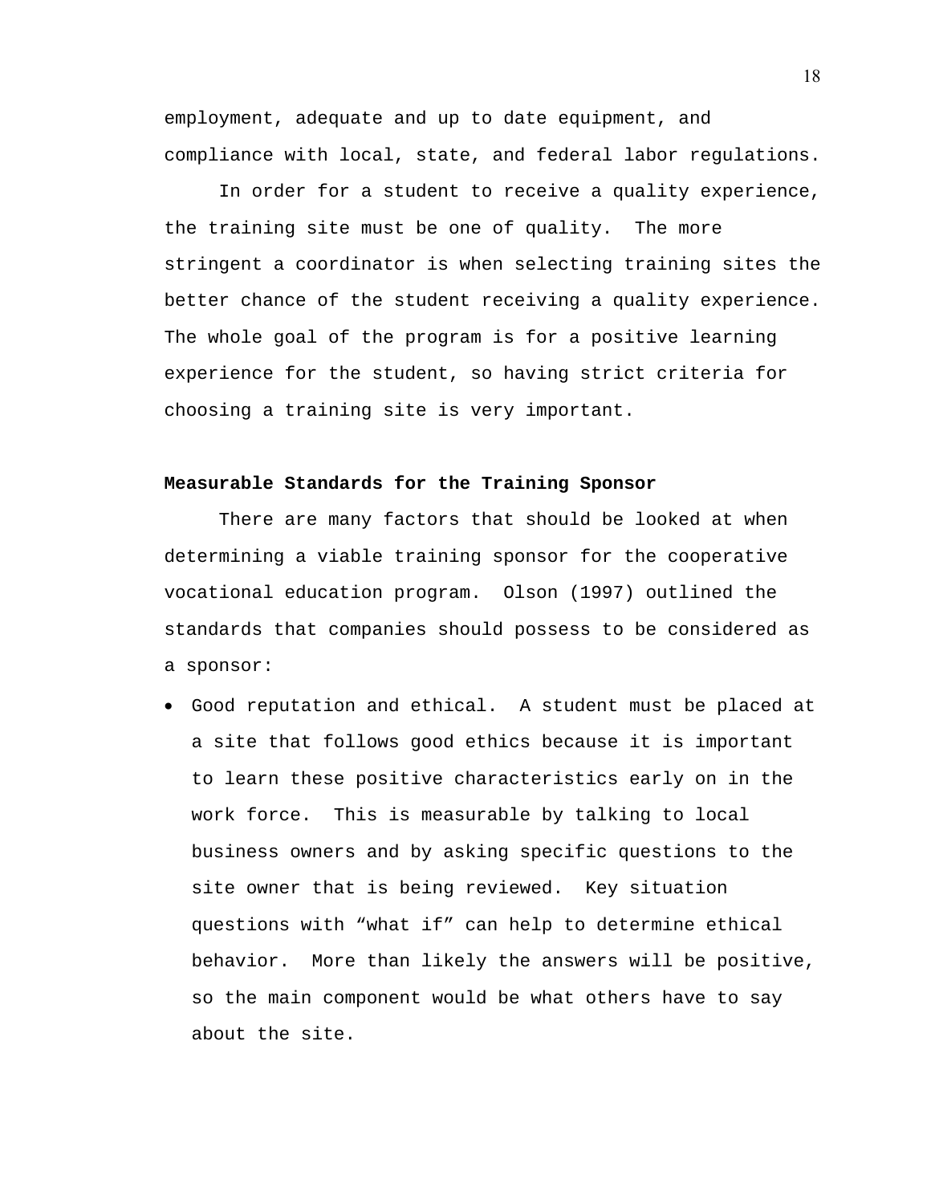employment, adequate and up to date equipment, and compliance with local, state, and federal labor regulations.

In order for a student to receive a quality experience, the training site must be one of quality. The more stringent a coordinator is when selecting training sites the better chance of the student receiving a quality experience. The whole goal of the program is for a positive learning experience for the student, so having strict criteria for choosing a training site is very important.

**Measurable Standards for the Training Sponsor**

There are many factors that should be looked at when determining a viable training sponsor for the cooperative vocational education program. Olson (1997) outlined the standards that companies should possess to be considered as a sponsor:

- Good reputation and ethical. A student must be placed at a site that follows good ethics because it is important to learn these positive characteristics early on in the work force. This is measurable by talking to local business owners and by asking specific questions to the site owner that is being reviewed. Key situation questions with "what if" can help to determine ethical behavior. More than likely the answers will be positive, so the main component would be what others have to say about the site.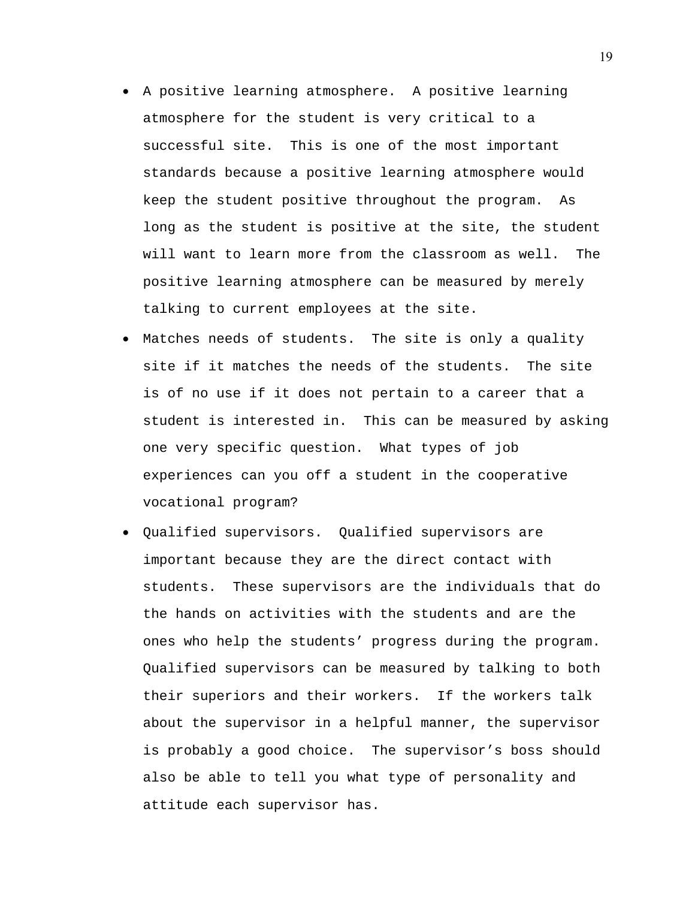- A positive learning atmosphere. A positive learning atmosphere for the student is very critical to a successful site. This is one of the most important standards because a positive learning atmosphere would keep the student positive throughout the program. As long as the student is positive at the site, the student will want to learn more from the classroom as well. The positive learning atmosphere can be measured by merely talking to current employees at the site.
- Matches needs of students. The site is only a quality site if it matches the needs of the students. The site is of no use if it does not pertain to a career that a student is interested in. This can be measured by asking one very specific question. What types of job experiences can you off a student in the cooperative vocational program?
- Qualified supervisors. Qualified supervisors are important because they are the direct contact with students. These supervisors are the individuals that do the hands on activities with the students and are the ones who help the students' progress during the program. Qualified supervisors can be measured by talking to both their superiors and their workers. If the workers talk about the supervisor in a helpful manner, the supervisor is probably a good choice. The supervisor's boss should also be able to tell you what type of personality and attitude each supervisor has.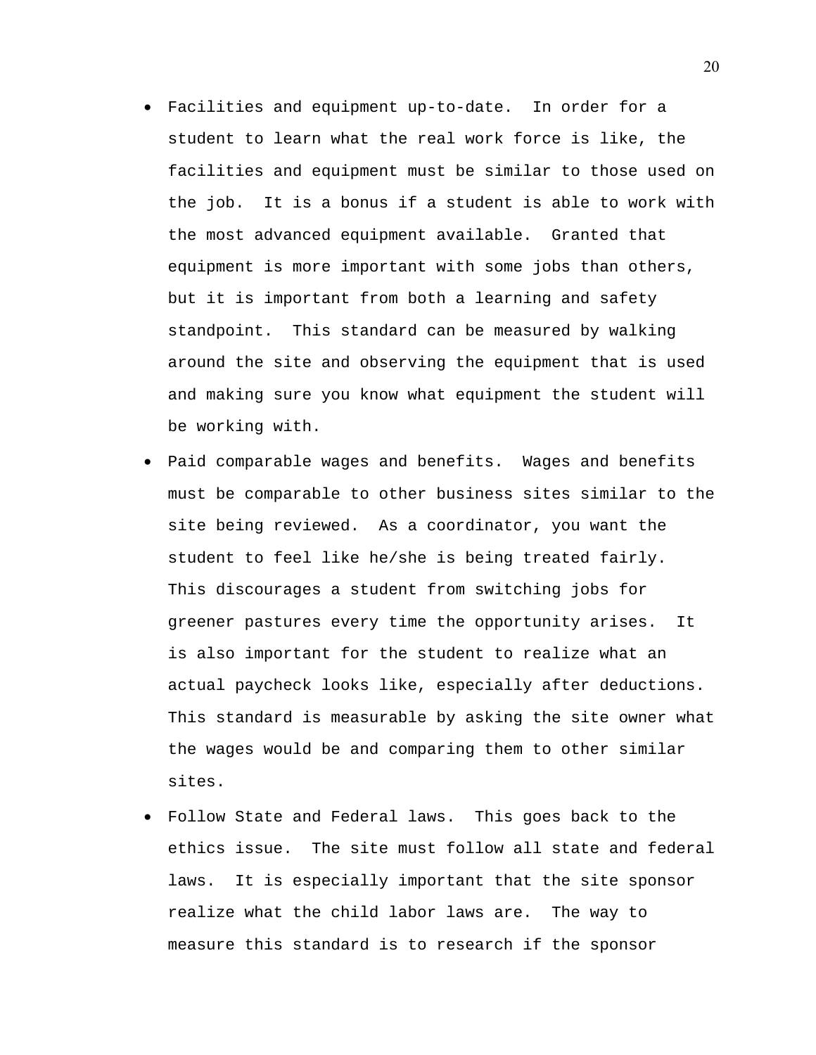- Facilities and equipment up-to-date. In order for a student to learn what the real work force is like, the facilities and equipment must be similar to those used on the job. It is a bonus if a student is able to work with the most advanced equipment available. Granted that equipment is more important with some jobs than others, but it is important from both a learning and safety standpoint. This standard can be measured by walking around the site and observing the equipment that is used and making sure you know what equipment the student will be working with.
- Paid comparable wages and benefits. Wages and benefits must be comparable to other business sites similar to the site being reviewed. As a coordinator, you want the student to feel like he/she is being treated fairly. This discourages a student from switching jobs for greener pastures every time the opportunity arises. It is also important for the student to realize what an actual paycheck looks like, especially after deductions. This standard is measurable by asking the site owner what the wages would be and comparing them to other similar sites.
- Follow State and Federal laws. This goes back to the ethics issue. The site must follow all state and federal laws. It is especially important that the site sponsor realize what the child labor laws are. The way to measure this standard is to research if the sponsor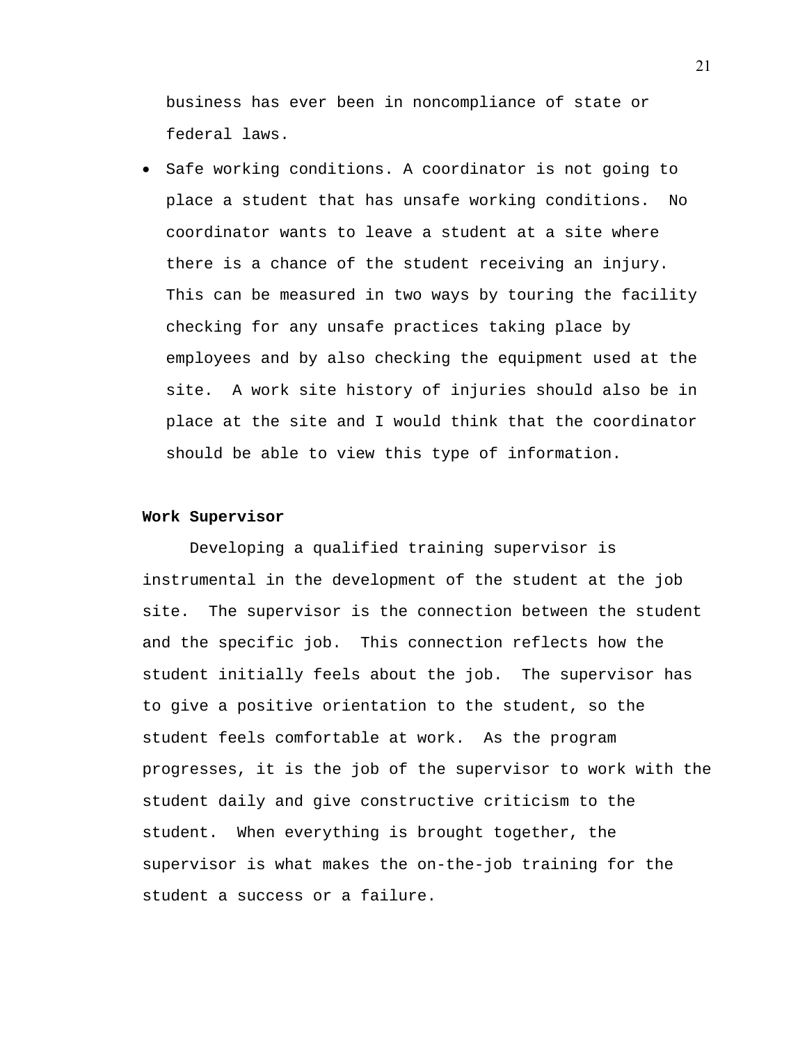business has ever been in noncompliance of state or federal laws.

- Safe working conditions. A coordinator is not going to place a student that has unsafe working conditions. No coordinator wants to leave a student at a site where there is a chance of the student receiving an injury. This can be measured in two ways by touring the facility checking for any unsafe practices taking place by employees and by also checking the equipment used at the site. A work site history of injuries should also be in place at the site and I would think that the coordinator should be able to view this type of information.

**Work Supervisor**

Developing a qualified training supervisor is instrumental in the development of the student at the job site. The supervisor is the connection between the student and the specific job. This connection reflects how the student initially feels about the job. The supervisor has to give a positive orientation to the student, so the student feels comfortable at work. As the program progresses, it is the job of the supervisor to work with the student daily and give constructive criticism to the student. When everything is brought together, the supervisor is what makes the on-the-job training for the student a success or a failure.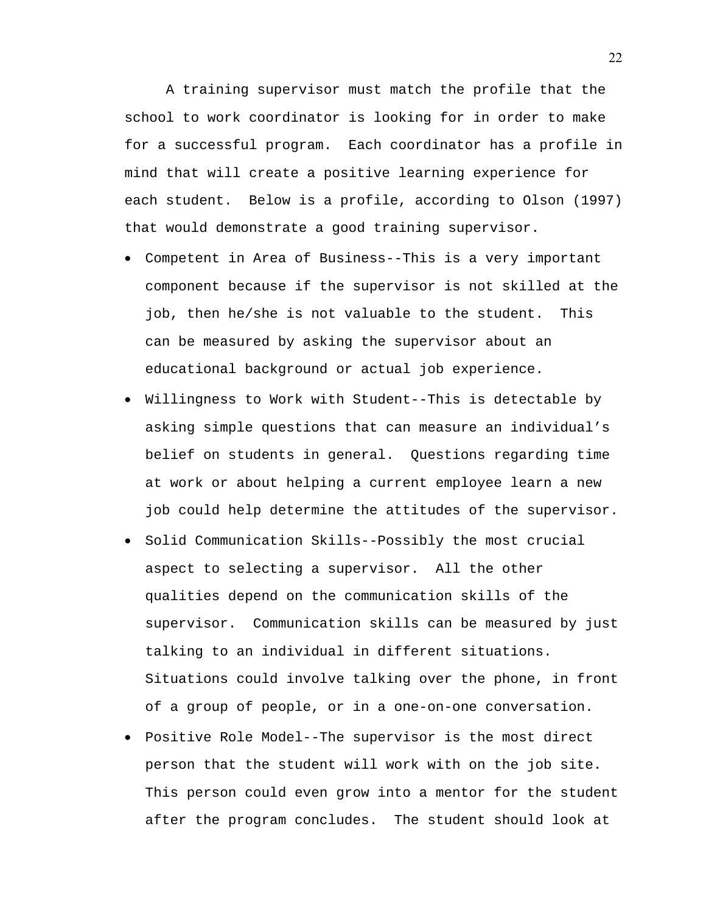A training supervisor must match the profile that the school to work coordinator is looking for in order to make for a successful program. Each coordinator has a profile in mind that will create a positive learning experience for each student. Below is a profile, according to Olson (1997) that would demonstrate a good training supervisor.

- Competent in Area of Business--This is a very important component because if the supervisor is not skilled at the job, then he/she is not valuable to the student. This can be measured by asking the supervisor about an educational background or actual job experience.
- Willingness to Work with Student--This is detectable by asking simple questions that can measure an individual's belief on students in general. Questions regarding time at work or about helping a current employee learn a new job could help determine the attitudes of the supervisor.
- Solid Communication Skills--Possibly the most crucial aspect to selecting a supervisor. All the other qualities depend on the communication skills of the supervisor. Communication skills can be measured by just talking to an individual in different situations. Situations could involve talking over the phone, in front of a group of people, or in a one-on-one conversation.
- Positive Role Model--The supervisor is the most direct person that the student will work with on the job site. This person could even grow into a mentor for the student after the program concludes. The student should look at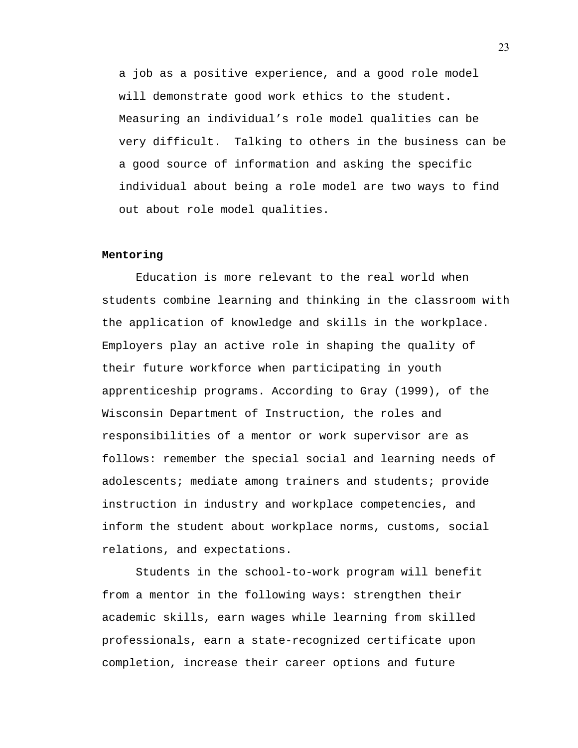a job as a positive experience, and a good role model will demonstrate good work ethics to the student. Measuring an individual's role model qualities can be very difficult. Talking to others in the business can be a good source of information and asking the specific individual about being a role model are two ways to find out about role model qualities.

**Mentoring**

Education is more relevant to the real world when students combine learning and thinking in the classroom with the application of knowledge and skills in the workplace. Employers play an active role in shaping the quality of their future workforce when participating in youth apprenticeship programs. According to Gray (1999), of the Wisconsin Department of Instruction, the roles and responsibilities of a mentor or work supervisor are as follows: remember the special social and learning needs of adolescents; mediate among trainers and students; provide instruction in industry and workplace competencies, and inform the student about workplace norms, customs, social relations, and expectations.

Students in the school-to-work program will benefit from a mentor in the following ways: strengthen their academic skills, earn wages while learning from skilled professionals, earn a state-recognized certificate upon completion, increase their career options and future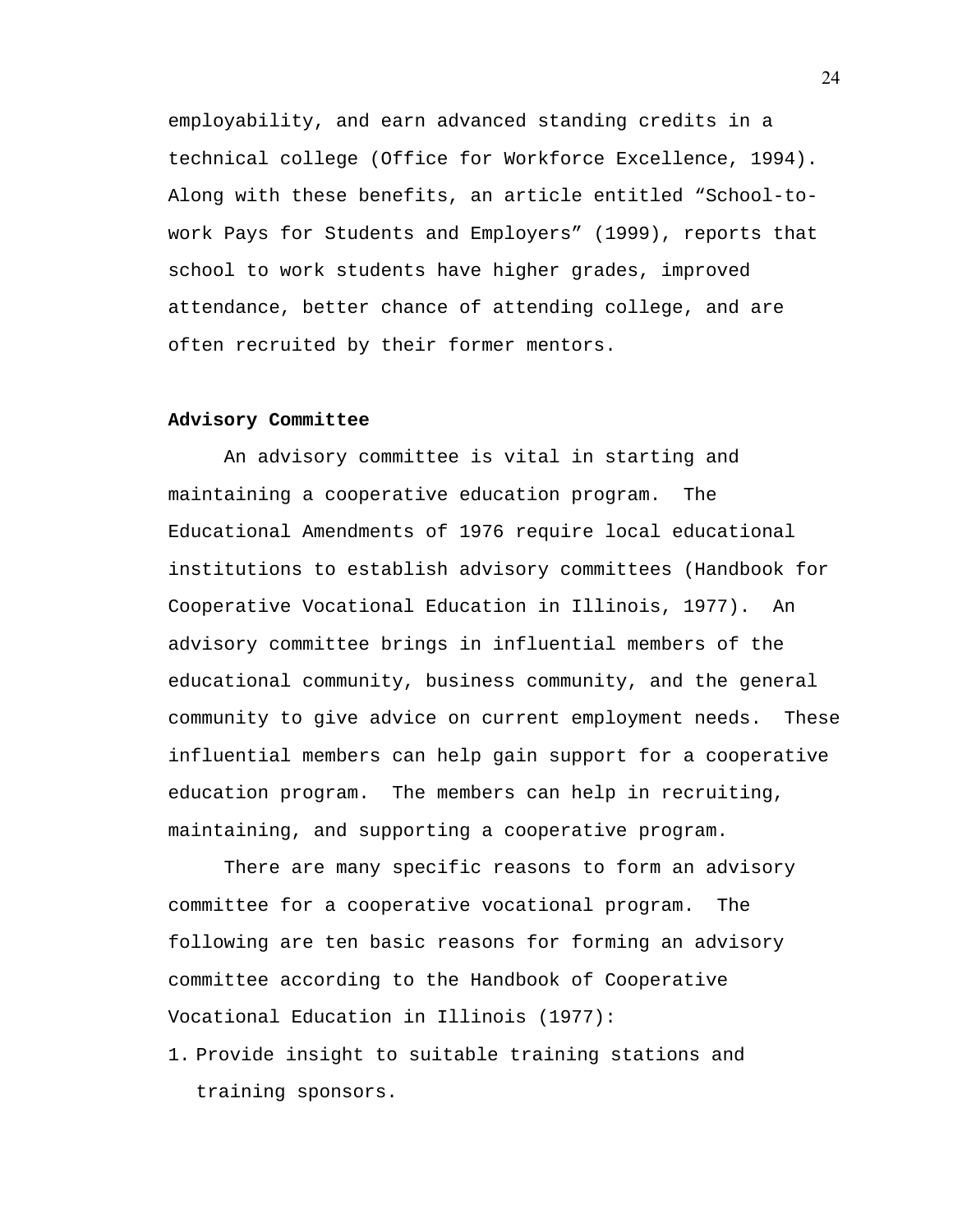employability, and earn advanced standing credits in a technical college (Office for Workforce Excellence, 1994). Along with these benefits, an article entitled “School-to-work Pays for Students and Employers” (1999), reports that school to work students have higher grades, improved attendance, better chance of attending college, and are often recruited by their former mentors.

**Advisory Committee**

An advisory committee is vital in starting and maintaining a cooperative education program. The Educational Amendments of 1976 require local educational institutions to establish advisory committees (Handbook for Cooperative Vocational Education in Illinois, 1977). An advisory committee brings in influential members of the educational community, business community, and the general community to give advice on current employment needs. These influential members can help gain support for a cooperative education program. The members can help in recruiting, maintaining, and supporting a cooperative program.

There are many specific reasons to form an advisory committee for a cooperative vocational program. The following are ten basic reasons for forming an advisory committee according to the Handbook of Cooperative Vocational Education in Illinois (1977):

1. Provide insight to suitable training stations and training sponsors.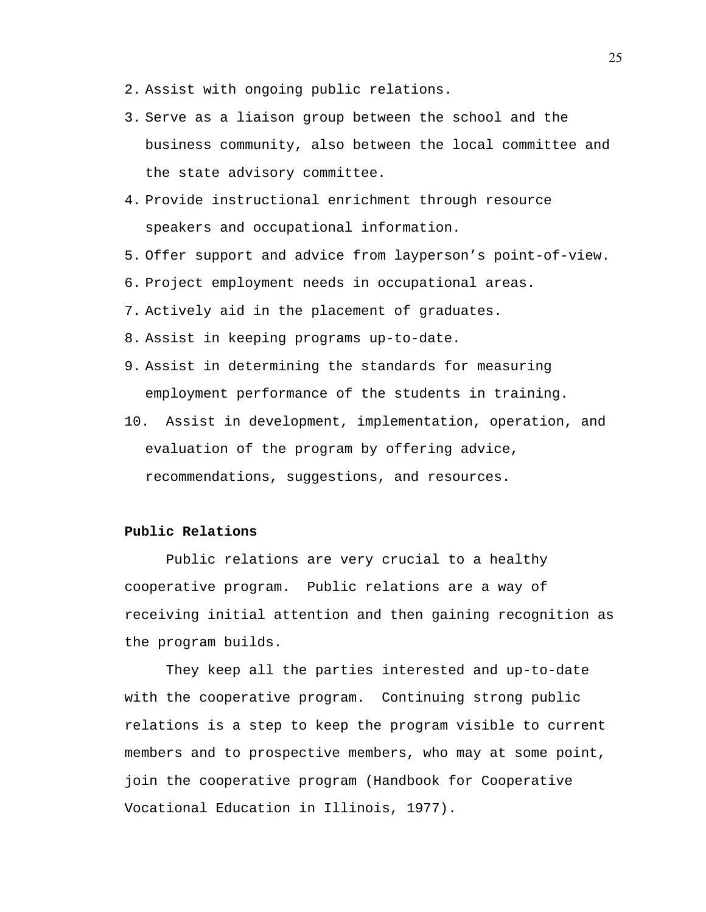2. Assist with ongoing public relations.
3. Serve as a liaison group between the school and the business community, also between the local committee and the state advisory committee.
4. Provide instructional enrichment through resource speakers and occupational information.
5. Offer support and advice from layperson's point-of-view.
6. Project employment needs in occupational areas.
7. Actively aid in the placement of graduates.
8. Assist in keeping programs up-to-date.
9. Assist in determining the standards for measuring employment performance of the students in training.
10. Assist in development, implementation, operation, and evaluation of the program by offering advice, recommendations, suggestions, and resources.

**Public Relations**

Public relations are very crucial to a healthy cooperative program. Public relations are a way of receiving initial attention and then gaining recognition as the program builds.

They keep all the parties interested and up-to-date with the cooperative program. Continuing strong public relations is a step to keep the program visible to current members and to prospective members, who may at some point, join the cooperative program (Handbook for Cooperative Vocational Education in Illinois, 1977).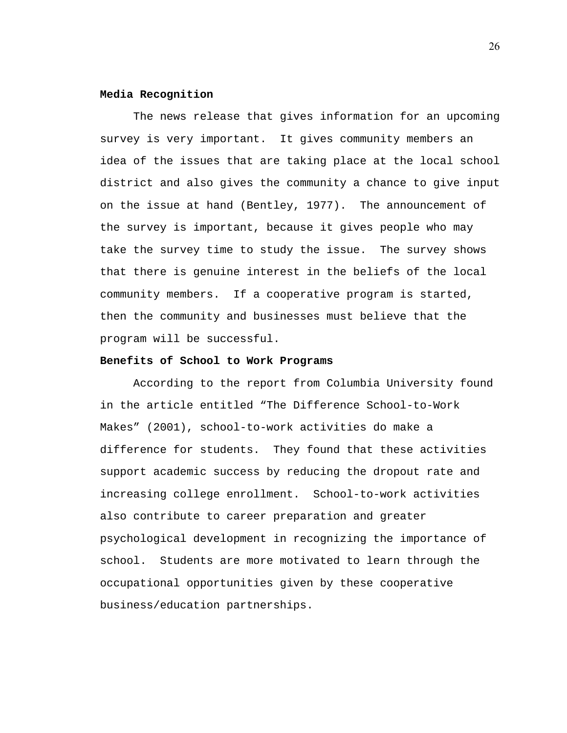**Media Recognition**

The news release that gives information for an upcoming survey is very important. It gives community members an idea of the issues that are taking place at the local school district and also gives the community a chance to give input on the issue at hand (Bentley, 1977). The announcement of the survey is important, because it gives people who may take the survey time to study the issue. The survey shows that there is genuine interest in the beliefs of the local community members. If a cooperative program is started, then the community and businesses must believe that the program will be successful.

**Benefits of School to Work Programs**

According to the report from Columbia University found in the article entitled "The Difference School-to-Work Makes" (2001), school-to-work activities do make a difference for students. They found that these activities support academic success by reducing the dropout rate and increasing college enrollment. School-to-work activities also contribute to career preparation and greater psychological development in recognizing the importance of school. Students are more motivated to learn through the occupational opportunities given by these cooperative business/education partnerships.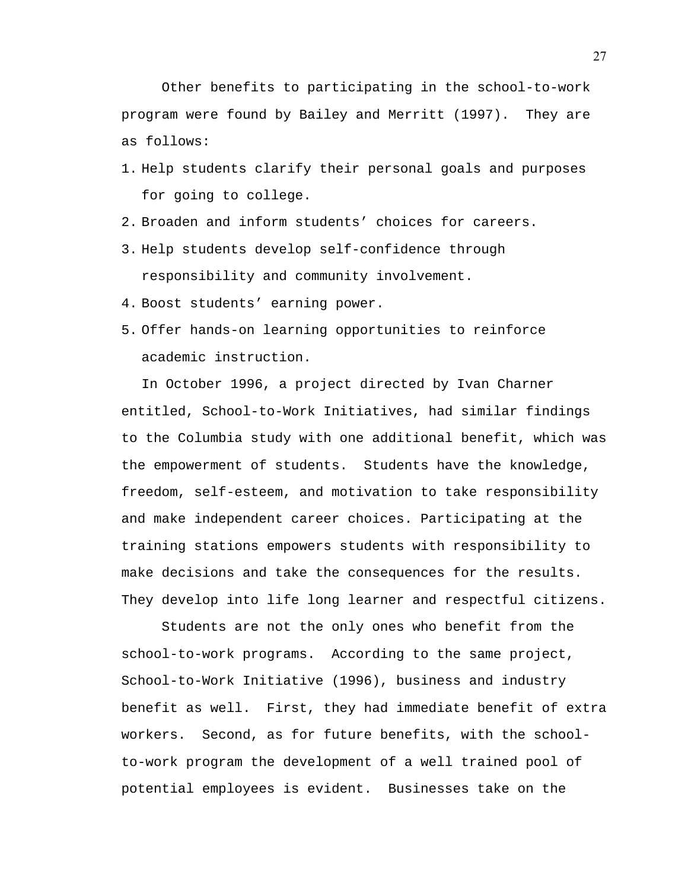Other benefits to participating in the school-to-work program were found by Bailey and Merritt (1997). They are as follows:

1. Help students clarify their personal goals and purposes for going to college.
2. Broaden and inform students' choices for careers.
3. Help students develop self-confidence through responsibility and community involvement.
4. Boost students' earning power.
5. Offer hands-on learning opportunities to reinforce academic instruction.

In October 1996, a project directed by Ivan Charner entitled, School-to-Work Initiatives, had similar findings to the Columbia study with one additional benefit, which was the empowerment of students. Students have the knowledge, freedom, self-esteem, and motivation to take responsibility and make independent career choices. Participating at the training stations empowers students with responsibility to make decisions and take the consequences for the results. They develop into life long learner and respectful citizens.

Students are not the only ones who benefit from the school-to-work programs. According to the same project, School-to-Work Initiative (1996), business and industry benefit as well. First, they had immediate benefit of extra workers. Second, as for future benefits, with the school-to-work program the development of a well trained pool of potential employees is evident. Businesses take on the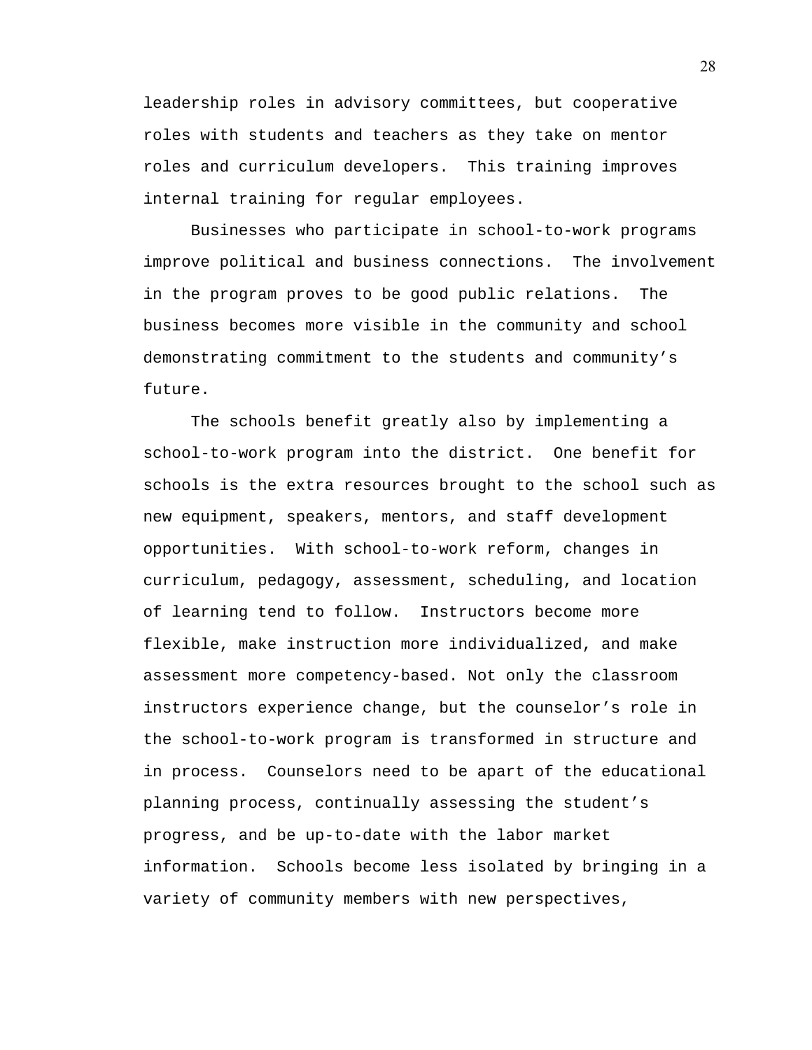leadership roles in advisory committees, but cooperative roles with students and teachers as they take on mentor roles and curriculum developers.  This training improves internal training for regular employees.

Businesses who participate in school-to-work programs improve political and business connections.  The involvement in the program proves to be good public relations.  The business becomes more visible in the community and school demonstrating commitment to the students and community's future.

The schools benefit greatly also by implementing a school-to-work program into the district.  One benefit for schools is the extra resources brought to the school such as new equipment, speakers, mentors, and staff development opportunities.  With school-to-work reform, changes in curriculum, pedagogy, assessment, scheduling, and location of learning tend to follow.  Instructors become more flexible, make instruction more individualized, and make assessment more competency-based. Not only the classroom instructors experience change, but the counselor's role in the school-to-work program is transformed in structure and in process.  Counselors need to be apart of the educational planning process, continually assessing the student's progress, and be up-to-date with the labor market information.  Schools become less isolated by bringing in a variety of community members with new perspectives,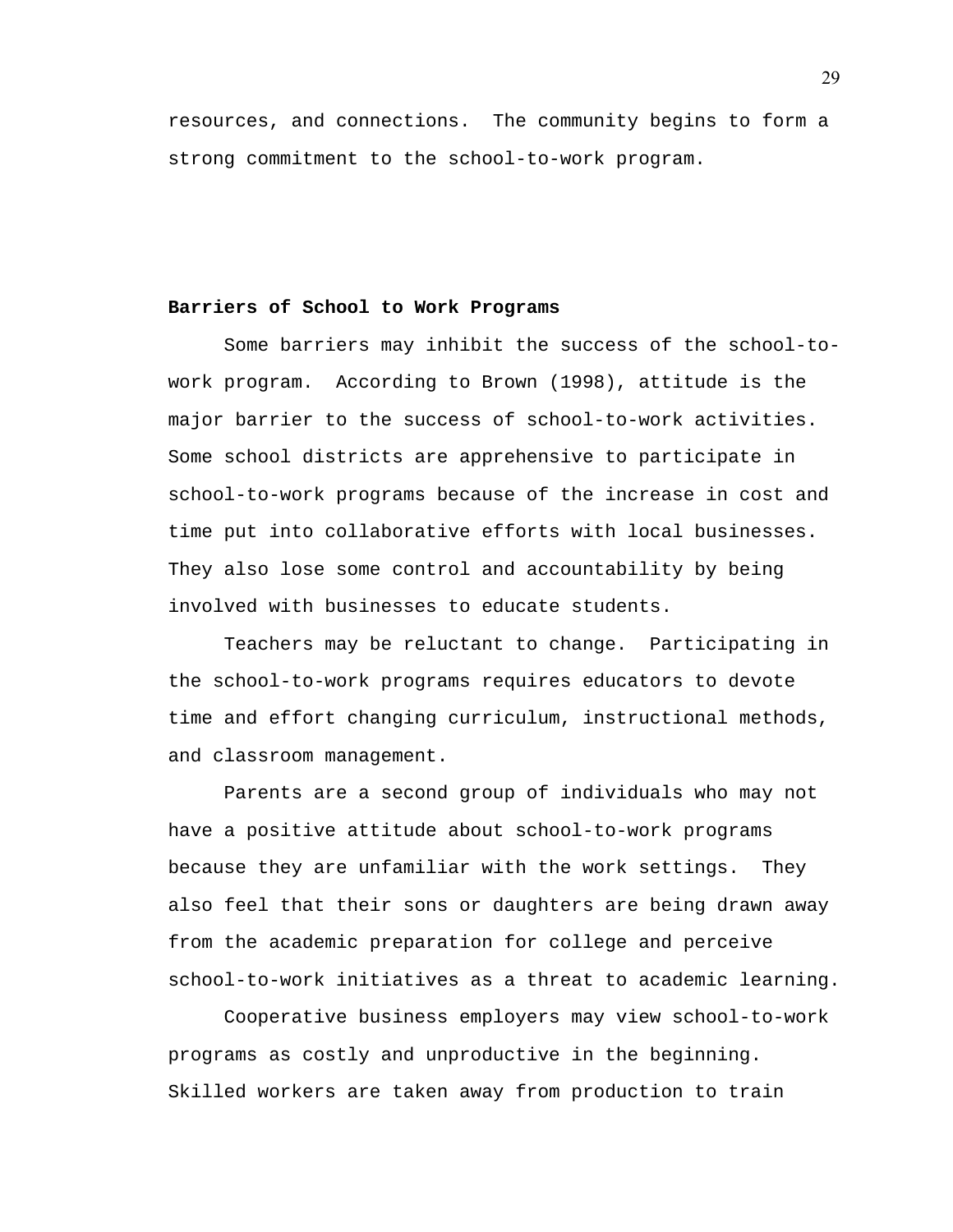resources, and connections. The community begins to form a strong commitment to the school-to-work program.

**Barriers of School to Work Programs**

Some barriers may inhibit the success of the school-to-work program. According to Brown (1998), attitude is the major barrier to the success of school-to-work activities. Some school districts are apprehensive to participate in school-to-work programs because of the increase in cost and time put into collaborative efforts with local businesses. They also lose some control and accountability by being involved with businesses to educate students.

Teachers may be reluctant to change. Participating in the school-to-work programs requires educators to devote time and effort changing curriculum, instructional methods, and classroom management.

Parents are a second group of individuals who may not have a positive attitude about school-to-work programs because they are unfamiliar with the work settings. They also feel that their sons or daughters are being drawn away from the academic preparation for college and perceive school-to-work initiatives as a threat to academic learning.

Cooperative business employers may view school-to-work programs as costly and unproductive in the beginning. Skilled workers are taken away from production to train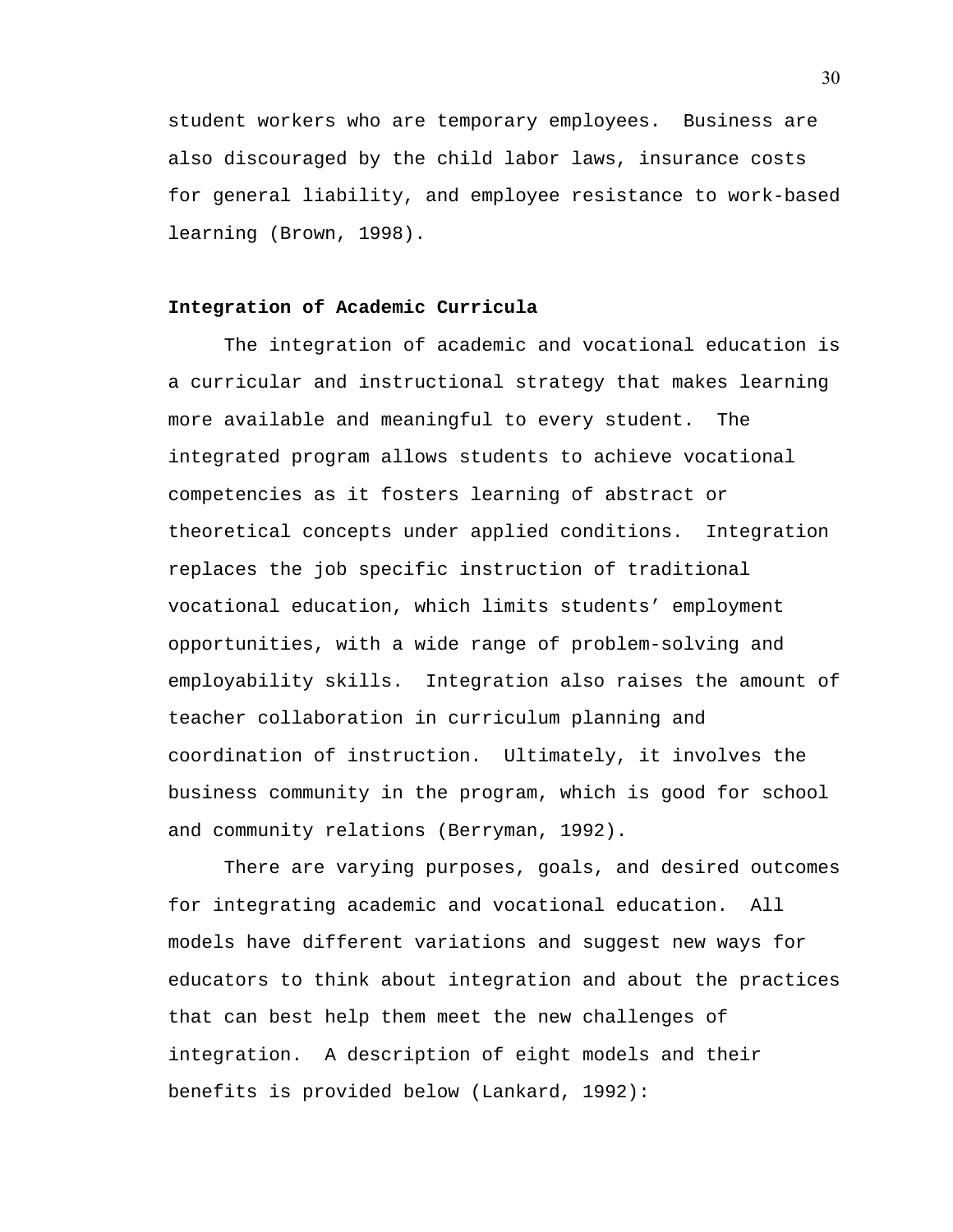student workers who are temporary employees. Business are also discouraged by the child labor laws, insurance costs for general liability, and employee resistance to work-based learning (Brown, 1998).

**Integration of Academic Curricula**

The integration of academic and vocational education is a curricular and instructional strategy that makes learning more available and meaningful to every student. The integrated program allows students to achieve vocational competencies as it fosters learning of abstract or theoretical concepts under applied conditions. Integration replaces the job specific instruction of traditional vocational education, which limits students' employment opportunities, with a wide range of problem-solving and employability skills. Integration also raises the amount of teacher collaboration in curriculum planning and coordination of instruction. Ultimately, it involves the business community in the program, which is good for school and community relations (Berryman, 1992).

There are varying purposes, goals, and desired outcomes for integrating academic and vocational education. All models have different variations and suggest new ways for educators to think about integration and about the practices that can best help them meet the new challenges of integration. A description of eight models and their benefits is provided below (Lankard, 1992):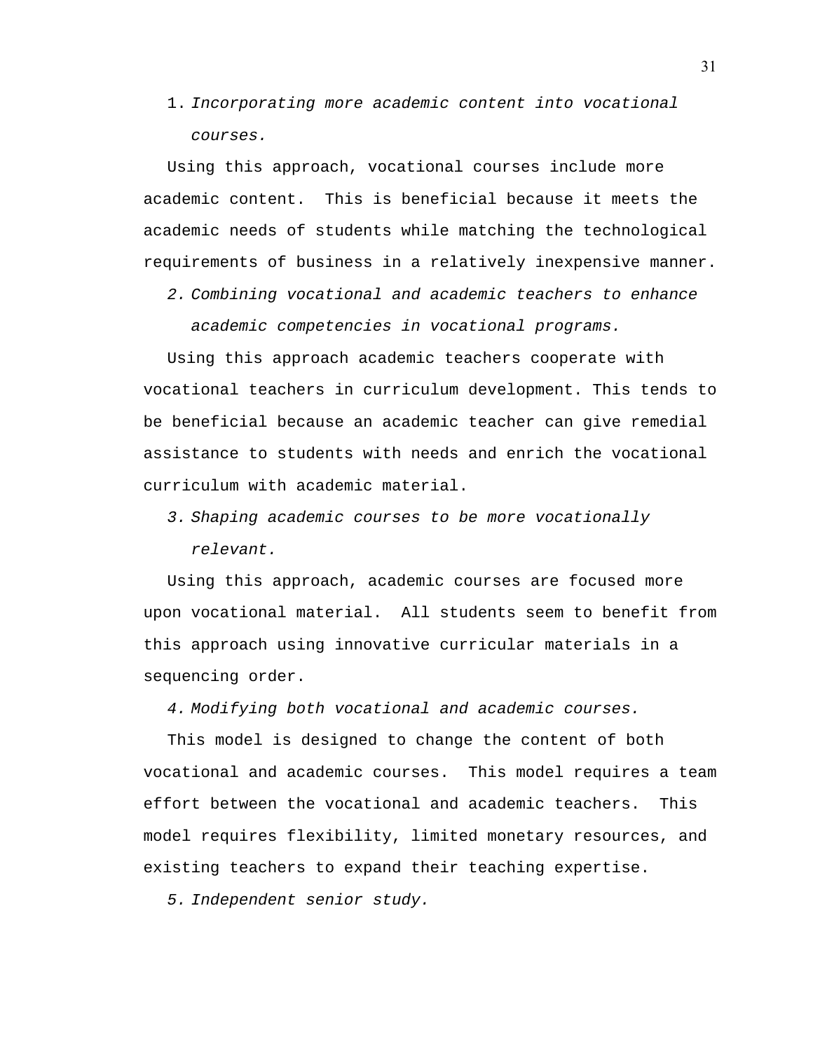1. *Incorporating more academic content into vocational courses.*

Using this approach, vocational courses include more academic content. This is beneficial because it meets the academic needs of students while matching the technological requirements of business in a relatively inexpensive manner.

2. *Combining vocational and academic teachers to enhance academic competencies in vocational programs.*

Using this approach academic teachers cooperate with vocational teachers in curriculum development. This tends to be beneficial because an academic teacher can give remedial assistance to students with needs and enrich the vocational curriculum with academic material.

3. *Shaping academic courses to be more vocationally relevant.*

Using this approach, academic courses are focused more upon vocational material. All students seem to benefit from this approach using innovative curricular materials in a sequencing order.

4. *Modifying both vocational and academic courses.*

This model is designed to change the content of both vocational and academic courses. This model requires a team effort between the vocational and academic teachers. This model requires flexibility, limited monetary resources, and existing teachers to expand their teaching expertise.

5. *Independent senior study.*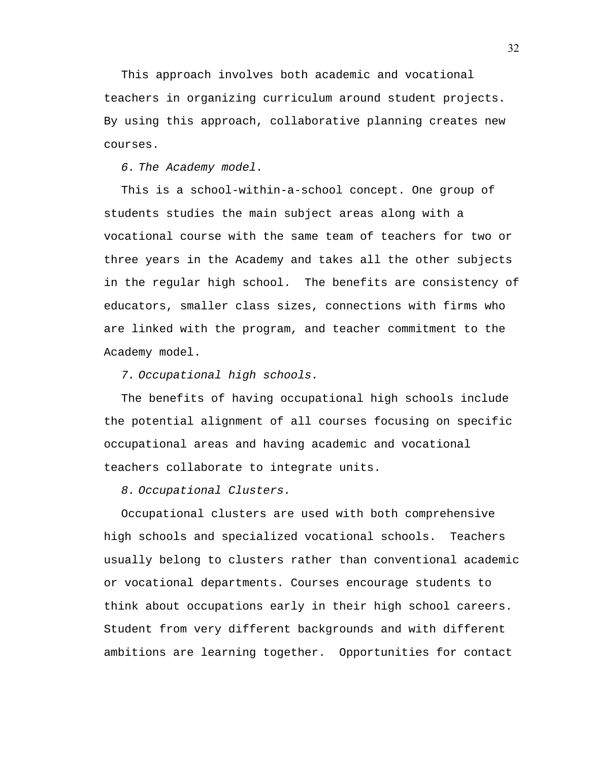This approach involves both academic and vocational teachers in organizing curriculum around student projects. By using this approach, collaborative planning creates new courses.

*6. The Academy model.*

This is a school-within-a-school concept. One group of students studies the main subject areas along with a vocational course with the same team of teachers for two or three years in the Academy and takes all the other subjects in the regular high school. The benefits are consistency of educators, smaller class sizes, connections with firms who are linked with the program, and teacher commitment to the Academy model.

*7. Occupational high schools.*

The benefits of having occupational high schools include the potential alignment of all courses focusing on specific occupational areas and having academic and vocational teachers collaborate to integrate units.

*8. Occupational Clusters.*

Occupational clusters are used with both comprehensive high schools and specialized vocational schools. Teachers usually belong to clusters rather than conventional academic or vocational departments. Courses encourage students to think about occupations early in their high school careers. Student from very different backgrounds and with different ambitions are learning together. Opportunities for contact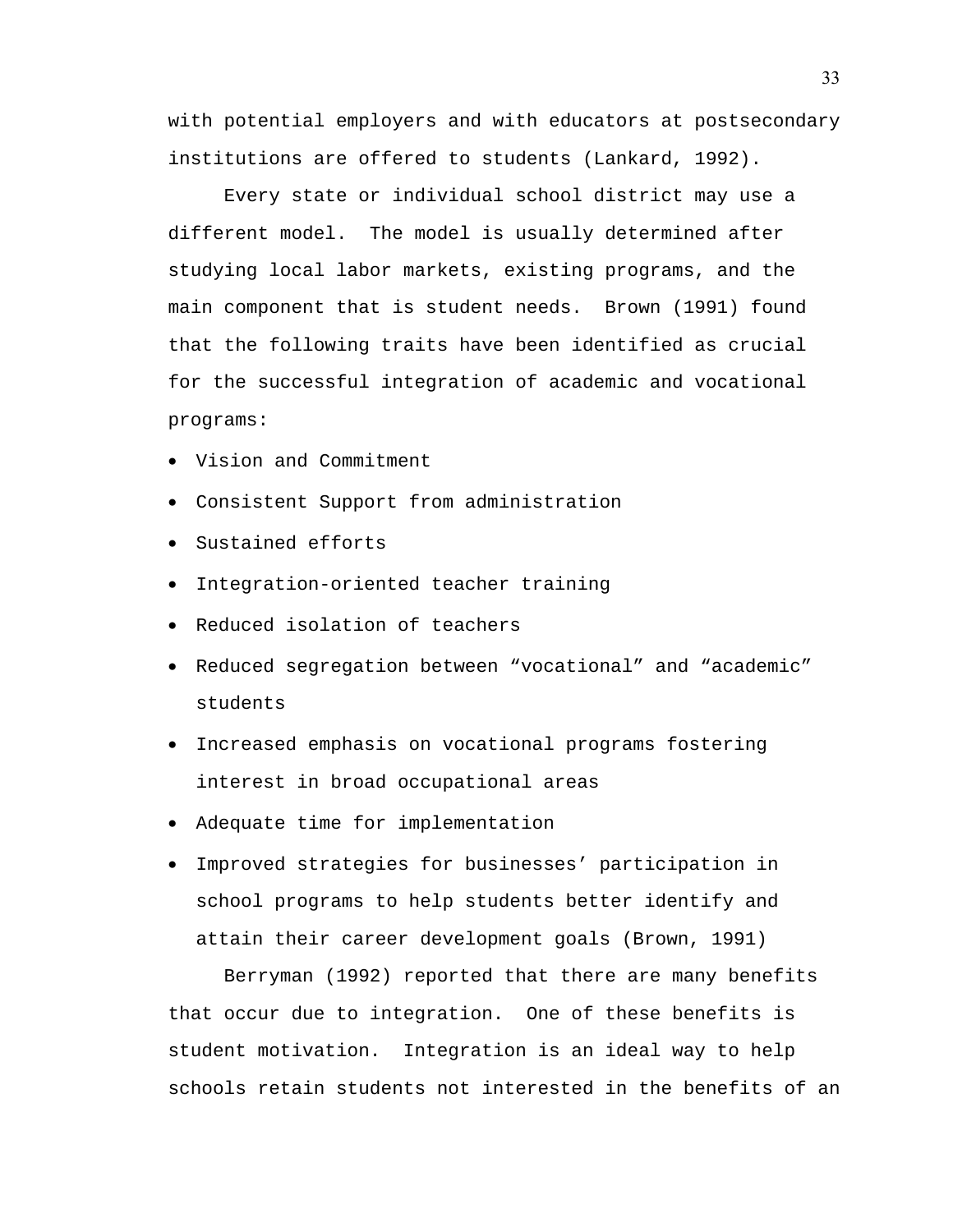with potential employers and with educators at postsecondary institutions are offered to students (Lankard, 1992).

Every state or individual school district may use a different model. The model is usually determined after studying local labor markets, existing programs, and the main component that is student needs. Brown (1991) found that the following traits have been identified as crucial for the successful integration of academic and vocational programs:

- Vision and Commitment
- Consistent Support from administration
- Sustained efforts
- Integration-oriented teacher training
- Reduced isolation of teachers
- Reduced segregation between "vocational" and "academic" students
- Increased emphasis on vocational programs fostering interest in broad occupational areas
- Adequate time for implementation
- Improved strategies for businesses' participation in school programs to help students better identify and attain their career development goals (Brown, 1991)

Berryman (1992) reported that there are many benefits that occur due to integration. One of these benefits is student motivation. Integration is an ideal way to help schools retain students not interested in the benefits of an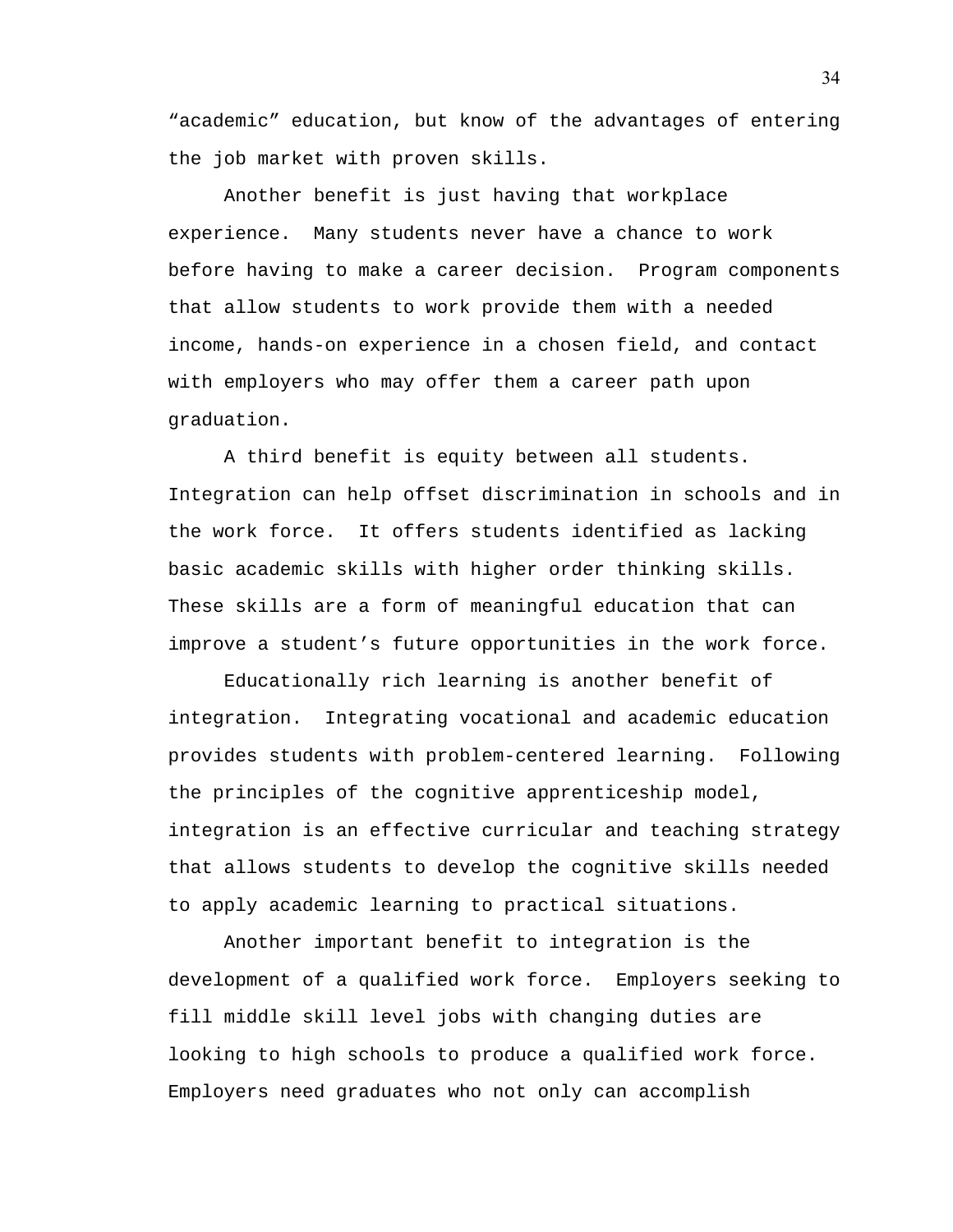"academic" education, but know of the advantages of entering the job market with proven skills.

Another benefit is just having that workplace experience. Many students never have a chance to work before having to make a career decision. Program components that allow students to work provide them with a needed income, hands-on experience in a chosen field, and contact with employers who may offer them a career path upon graduation.

A third benefit is equity between all students. Integration can help offset discrimination in schools and in the work force. It offers students identified as lacking basic academic skills with higher order thinking skills. These skills are a form of meaningful education that can improve a student's future opportunities in the work force.

Educationally rich learning is another benefit of integration. Integrating vocational and academic education provides students with problem-centered learning. Following the principles of the cognitive apprenticeship model, integration is an effective curricular and teaching strategy that allows students to develop the cognitive skills needed to apply academic learning to practical situations.

Another important benefit to integration is the development of a qualified work force. Employers seeking to fill middle skill level jobs with changing duties are looking to high schools to produce a qualified work force. Employers need graduates who not only can accomplish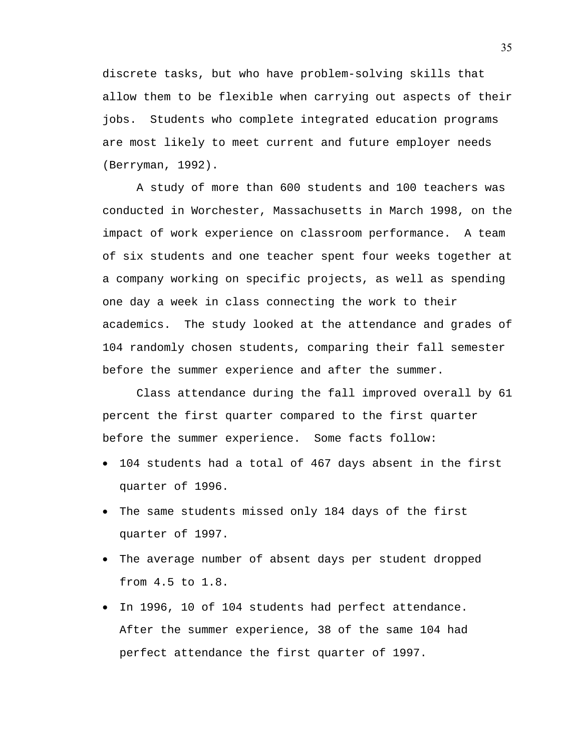discrete tasks, but who have problem-solving skills that allow them to be flexible when carrying out aspects of their jobs. Students who complete integrated education programs are most likely to meet current and future employer needs (Berryman, 1992).

A study of more than 600 students and 100 teachers was conducted in Worchester, Massachusetts in March 1998, on the impact of work experience on classroom performance. A team of six students and one teacher spent four weeks together at a company working on specific projects, as well as spending one day a week in class connecting the work to their academics. The study looked at the attendance and grades of 104 randomly chosen students, comparing their fall semester before the summer experience and after the summer.

Class attendance during the fall improved overall by 61 percent the first quarter compared to the first quarter before the summer experience. Some facts follow:

- 104 students had a total of 467 days absent in the first quarter of 1996.
- The same students missed only 184 days of the first quarter of 1997.
- The average number of absent days per student dropped from 4.5 to 1.8.
- In 1996, 10 of 104 students had perfect attendance. After the summer experience, 38 of the same 104 had perfect attendance the first quarter of 1997.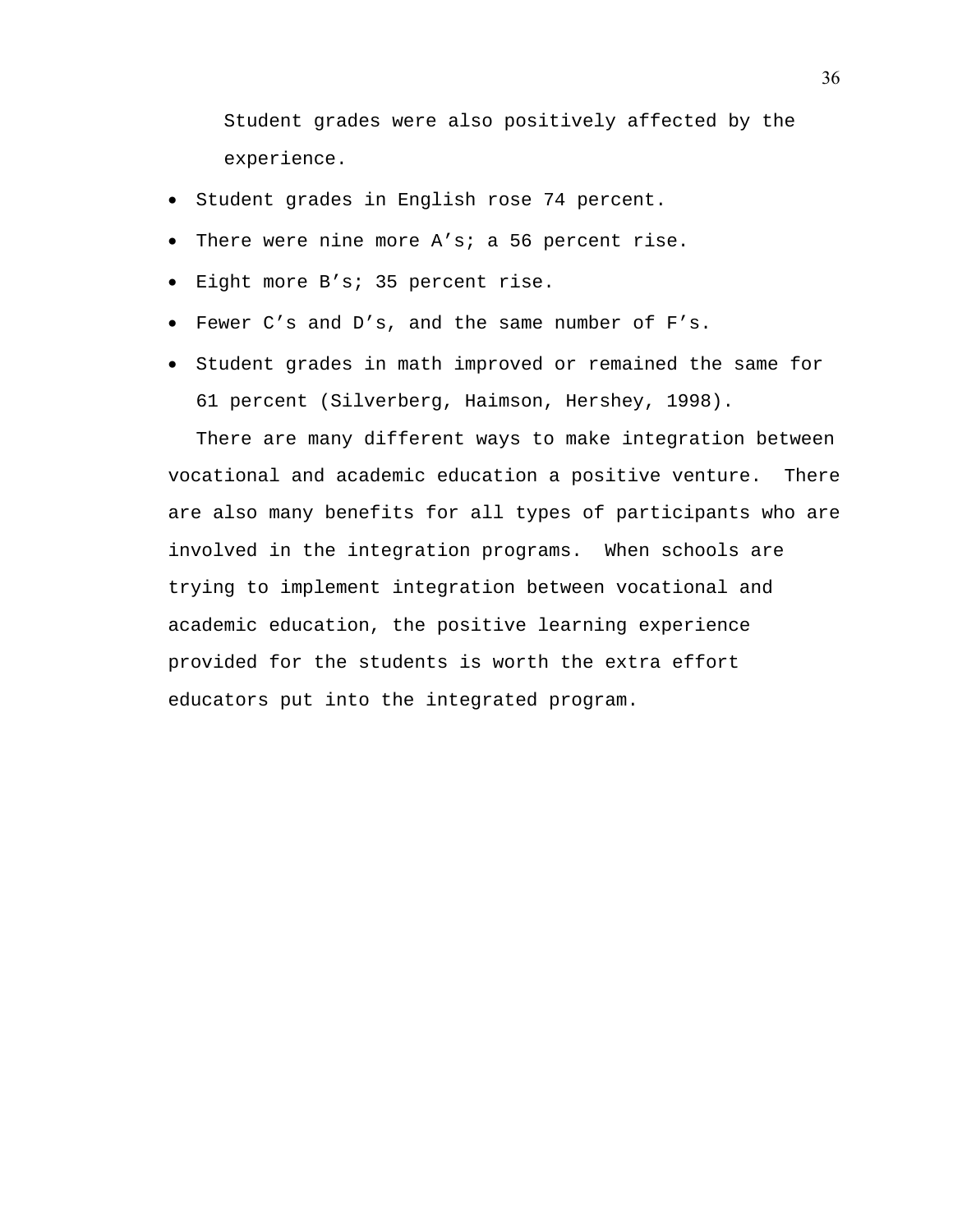Student grades were also positively affected by the experience.

- Student grades in English rose 74 percent.
- There were nine more A’s; a 56 percent rise.
- Eight more B’s; 35 percent rise.
- Fewer C’s and D’s, and the same number of F’s.
- Student grades in math improved or remained the same for 61 percent (Silverberg, Haimson, Hershey, 1998).

There are many different ways to make integration between vocational and academic education a positive venture. There are also many benefits for all types of participants who are involved in the integration programs. When schools are trying to implement integration between vocational and academic education, the positive learning experience provided for the students is worth the extra effort educators put into the integrated program.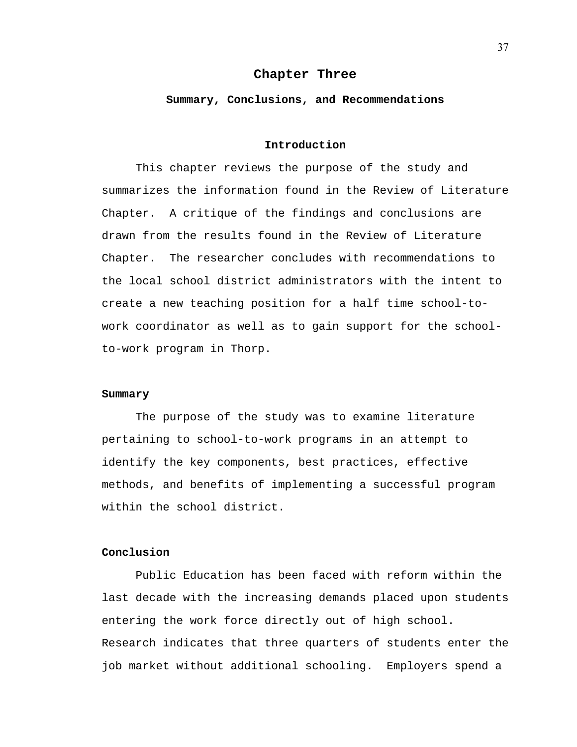# Chapter Three

## Summary, Conclusions, and Recommendations

### Introduction

This chapter reviews the purpose of the study and summarizes the information found in the Review of Literature Chapter. A critique of the findings and conclusions are drawn from the results found in the Review of Literature Chapter. The researcher concludes with recommendations to the local school district administrators with the intent to create a new teaching position for a half time school-to-work coordinator as well as to gain support for the school-to-work program in Thorp.

### Summary

The purpose of the study was to examine literature pertaining to school-to-work programs in an attempt to identify the key components, best practices, effective methods, and benefits of implementing a successful program within the school district.

### Conclusion

Public Education has been faced with reform within the last decade with the increasing demands placed upon students entering the work force directly out of high school. Research indicates that three quarters of students enter the job market without additional schooling. Employers spend a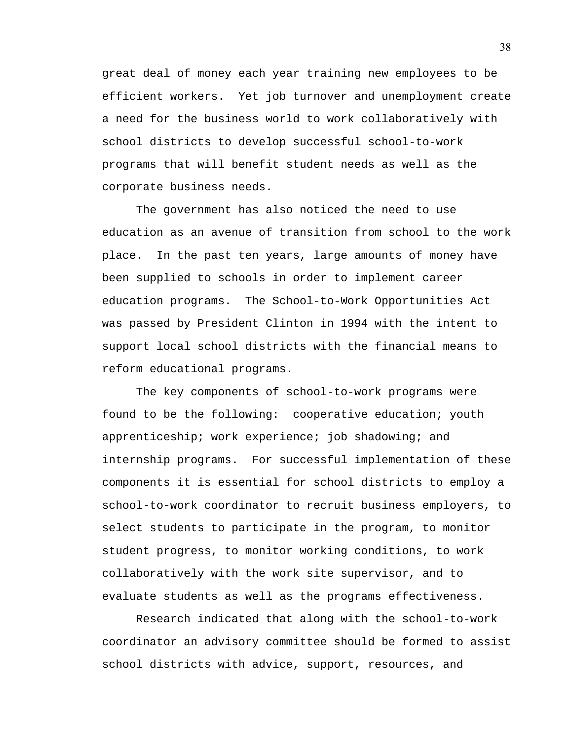great deal of money each year training new employees to be efficient workers.  Yet job turnover and unemployment create a need for the business world to work collaboratively with school districts to develop successful school-to-work programs that will benefit student needs as well as the corporate business needs.

The government has also noticed the need to use education as an avenue of transition from school to the work place.  In the past ten years, large amounts of money have been supplied to schools in order to implement career education programs.  The School-to-Work Opportunities Act was passed by President Clinton in 1994 with the intent to support local school districts with the financial means to reform educational programs.

The key components of school-to-work programs were found to be the following:  cooperative education; youth apprenticeship; work experience; job shadowing; and internship programs.  For successful implementation of these components it is essential for school districts to employ a school-to-work coordinator to recruit business employers, to select students to participate in the program, to monitor student progress, to monitor working conditions, to work collaboratively with the work site supervisor, and to evaluate students as well as the programs effectiveness.

Research indicated that along with the school-to-work coordinator an advisory committee should be formed to assist school districts with advice, support, resources, and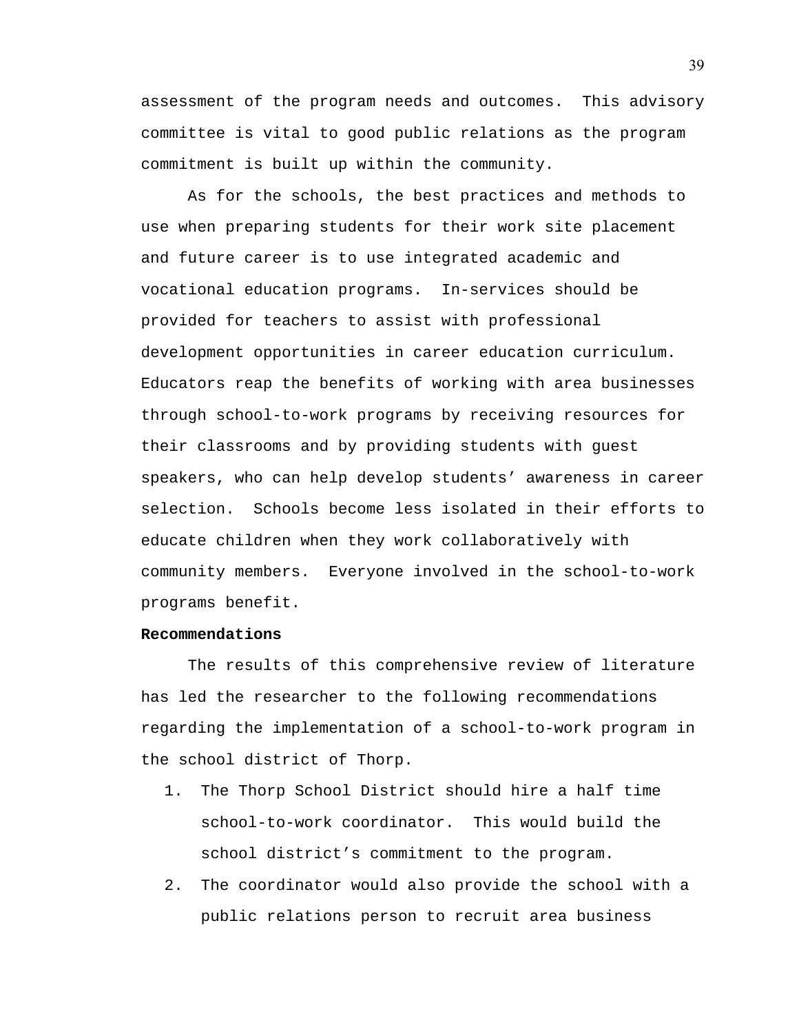assessment of the program needs and outcomes. This advisory committee is vital to good public relations as the program commitment is built up within the community.

As for the schools, the best practices and methods to use when preparing students for their work site placement and future career is to use integrated academic and vocational education programs. In-services should be provided for teachers to assist with professional development opportunities in career education curriculum. Educators reap the benefits of working with area businesses through school-to-work programs by receiving resources for their classrooms and by providing students with guest speakers, who can help develop students' awareness in career selection. Schools become less isolated in their efforts to educate children when they work collaboratively with community members. Everyone involved in the school-to-work programs benefit.

**Recommendations**

The results of this comprehensive review of literature has led the researcher to the following recommendations regarding the implementation of a school-to-work program in the school district of Thorp.

1. The Thorp School District should hire a half time school-to-work coordinator. This would build the school district's commitment to the program.
2. The coordinator would also provide the school with a public relations person to recruit area business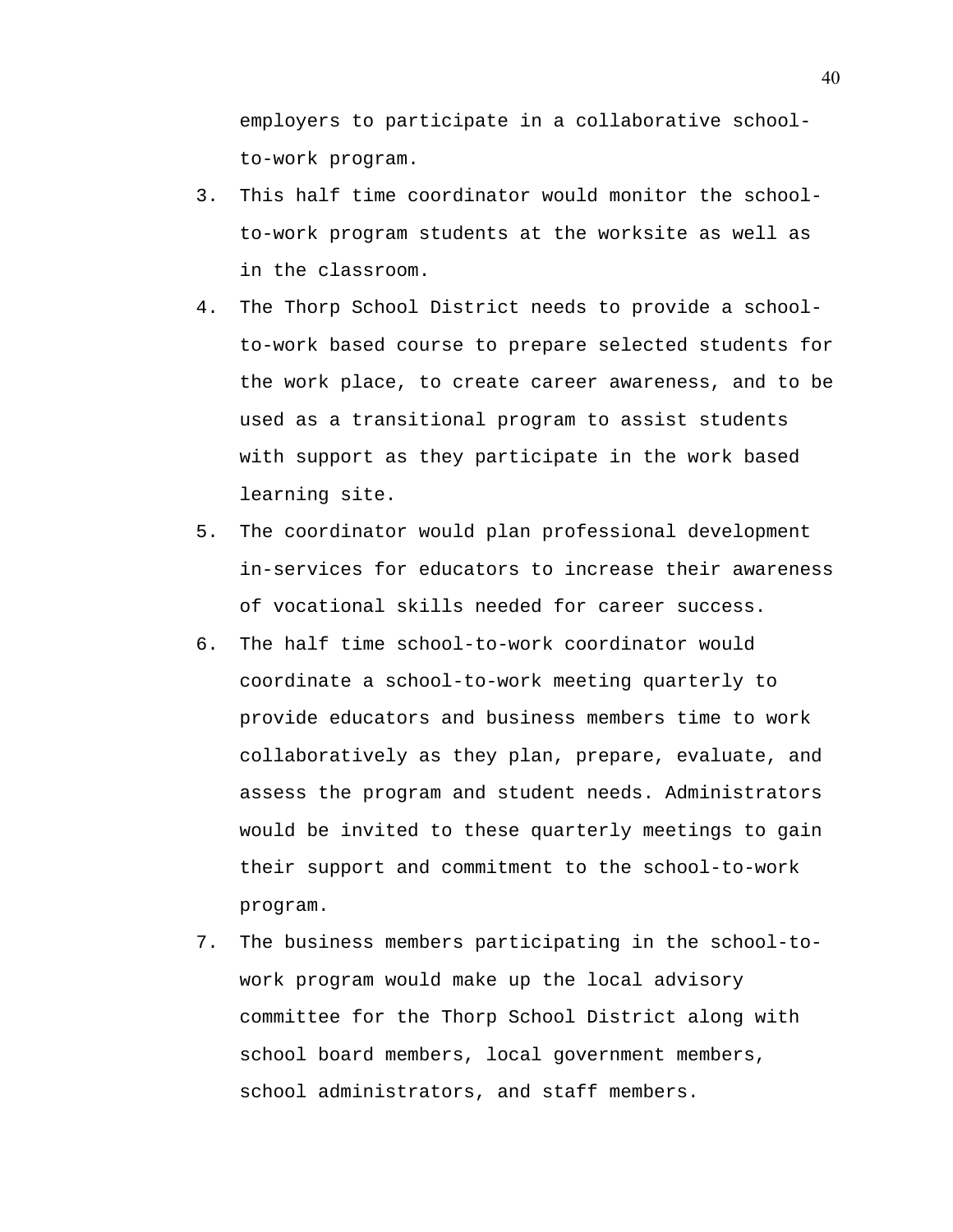employers to participate in a collaborative school-to-work program.

3. This half time coordinator would monitor the school-to-work program students at the worksite as well as in the classroom.
4. The Thorp School District needs to provide a school-to-work based course to prepare selected students for the work place, to create career awareness, and to be used as a transitional program to assist students with support as they participate in the work based learning site.
5. The coordinator would plan professional development in-services for educators to increase their awareness of vocational skills needed for career success.
6. The half time school-to-work coordinator would coordinate a school-to-work meeting quarterly to provide educators and business members time to work collaboratively as they plan, prepare, evaluate, and assess the program and student needs. Administrators would be invited to these quarterly meetings to gain their support and commitment to the school-to-work program.
7. The business members participating in the school-to-work program would make up the local advisory committee for the Thorp School District along with school board members, local government members, school administrators, and staff members.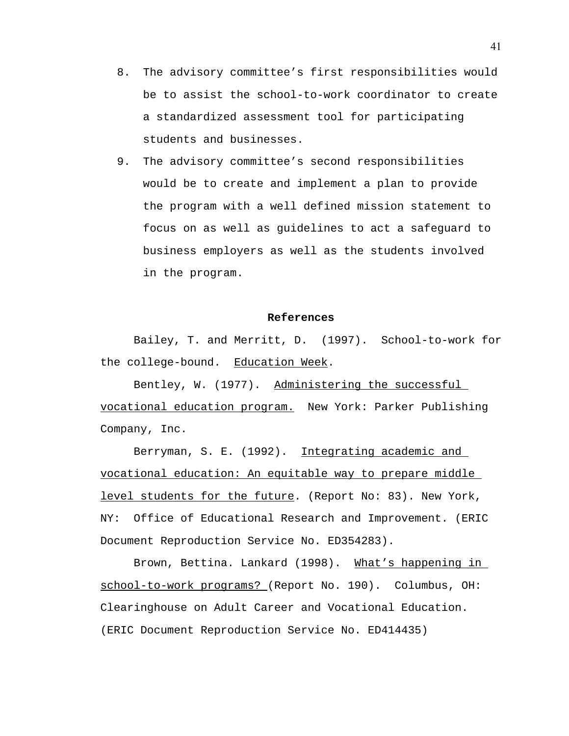8. The advisory committee's first responsibilities would be to assist the school-to-work coordinator to create a standardized assessment tool for participating students and businesses.
9. The advisory committee's second responsibilities would be to create and implement a plan to provide the program with a well defined mission statement to focus on as well as guidelines to act a safeguard to business employers as well as the students involved in the program.

## References

Bailey, T. and Merritt, D. (1997). School-to-work for the college-bound. Education Week.

Bentley, W. (1977). Administering the successful vocational education program. New York: Parker Publishing Company, Inc.

Berryman, S. E. (1992). Integrating academic and vocational education: An equitable way to prepare middle level students for the future. (Report No: 83). New York, NY: Office of Educational Research and Improvement. (ERIC Document Reproduction Service No. ED354283).

Brown, Bettina. Lankard (1998). What's happening in school-to-work programs? (Report No. 190). Columbus, OH: Clearinghouse on Adult Career and Vocational Education. (ERIC Document Reproduction Service No. ED414435)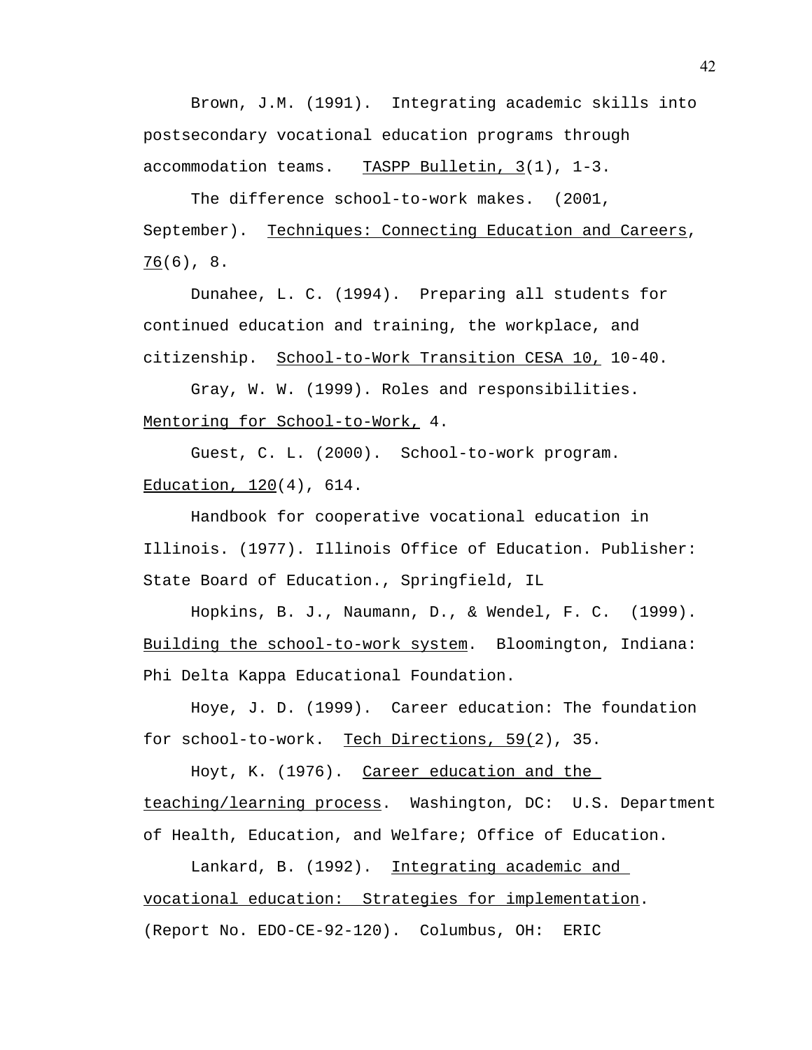Brown, J.M. (1991). Integrating academic skills into postsecondary vocational education programs through accommodation teams. TASPP Bulletin, 3(1), 1-3.

The difference school-to-work makes. (2001, September). Techniques: Connecting Education and Careers, 76(6), 8.

Dunahee, L. C. (1994). Preparing all students for continued education and training, the workplace, and citizenship. School-to-Work Transition CESA 10, 10-40.

Gray, W. W. (1999). Roles and responsibilities. Mentoring for School-to-Work, 4.

Guest, C. L. (2000). School-to-work program. Education, 120(4), 614.

Handbook for cooperative vocational education in Illinois. (1977). Illinois Office of Education. Publisher: State Board of Education., Springfield, IL

Hopkins, B. J., Naumann, D., & Wendel, F. C. (1999). Building the school-to-work system. Bloomington, Indiana: Phi Delta Kappa Educational Foundation.

Hoye, J. D. (1999). Career education: The foundation for school-to-work. Tech Directions, 59(2), 35.

Hoyt, K. (1976). Career education and the teaching/learning process. Washington, DC: U.S. Department of Health, Education, and Welfare; Office of Education.

Lankard, B. (1992). Integrating academic and vocational education: Strategies for implementation. (Report No. EDO-CE-92-120). Columbus, OH: ERIC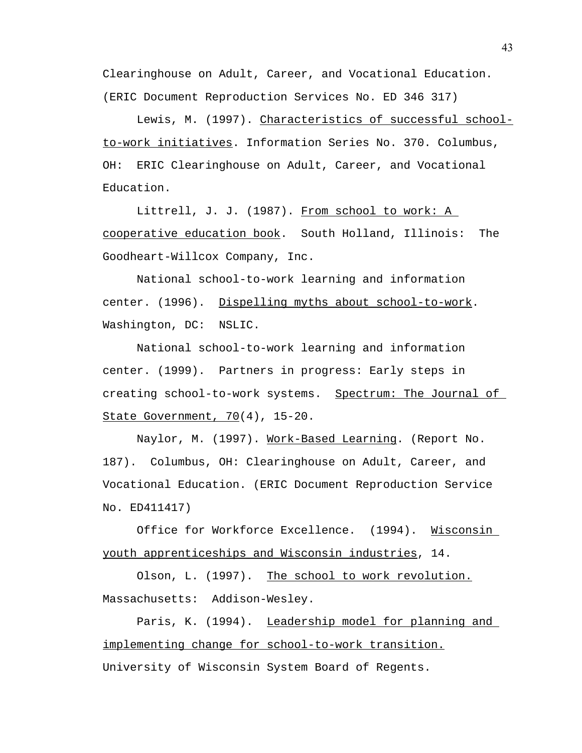Clearinghouse on Adult, Career, and Vocational Education. (ERIC Document Reproduction Services No. ED 346 317)

Lewis, M. (1997). Characteristics of successful school-to-work initiatives. Information Series No. 370. Columbus, OH: ERIC Clearinghouse on Adult, Career, and Vocational Education.

Littrell, J. J. (1987). From school to work: A cooperative education book. South Holland, Illinois: The Goodheart-Willcox Company, Inc.

National school-to-work learning and information center. (1996). Dispelling myths about school-to-work. Washington, DC: NSLIC.

National school-to-work learning and information center. (1999). Partners in progress: Early steps in creating school-to-work systems. Spectrum: The Journal of State Government, 70(4), 15-20.

Naylor, M. (1997). Work-Based Learning. (Report No. 187). Columbus, OH: Clearinghouse on Adult, Career, and Vocational Education. (ERIC Document Reproduction Service No. ED411417)

Office for Workforce Excellence. (1994). Wisconsin youth apprenticeships and Wisconsin industries, 14.

Olson, L. (1997). The school to work revolution. Massachusetts: Addison-Wesley.

Paris, K. (1994). Leadership model for planning and implementing change for school-to-work transition. University of Wisconsin System Board of Regents.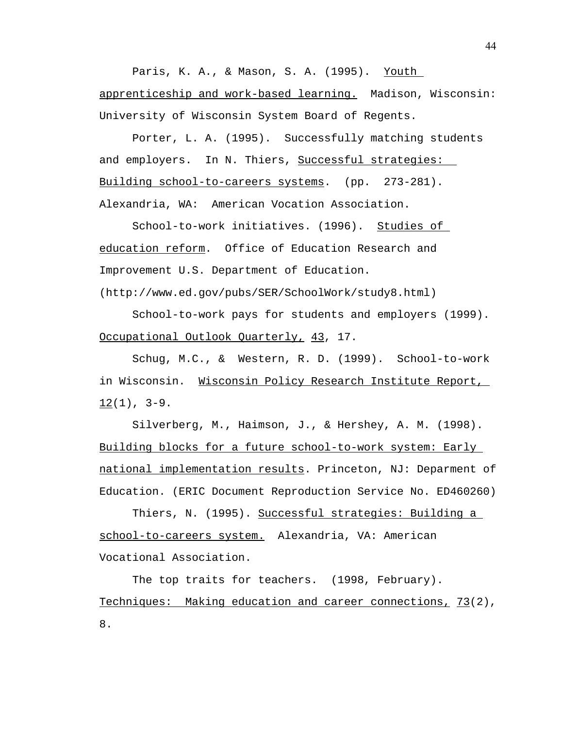Paris, K. A., & Mason, S. A. (1995). Youth apprenticeship and work-based learning. Madison, Wisconsin: University of Wisconsin System Board of Regents.

Porter, L. A. (1995). Successfully matching students and employers. In N. Thiers, Successful strategies: Building school-to-careers systems. (pp. 273-281). Alexandria, WA: American Vocation Association.

School-to-work initiatives. (1996). Studies of education reform. Office of Education Research and Improvement U.S. Department of Education. (http://www.ed.gov/pubs/SER/SchoolWork/study8.html)

School-to-work pays for students and employers (1999). Occupational Outlook Quarterly, 43, 17.

Schug, M.C., & Western, R. D. (1999). School-to-work in Wisconsin. Wisconsin Policy Research Institute Report, 12(1), 3-9.

Silverberg, M., Haimson, J., & Hershey, A. M. (1998). Building blocks for a future school-to-work system: Early national implementation results. Princeton, NJ: Deparment of Education. (ERIC Document Reproduction Service No. ED460260)

Thiers, N. (1995). Successful strategies: Building a school-to-careers system. Alexandria, VA: American Vocational Association.

The top traits for teachers. (1998, February). Techniques: Making education and career connections, 73(2), 8.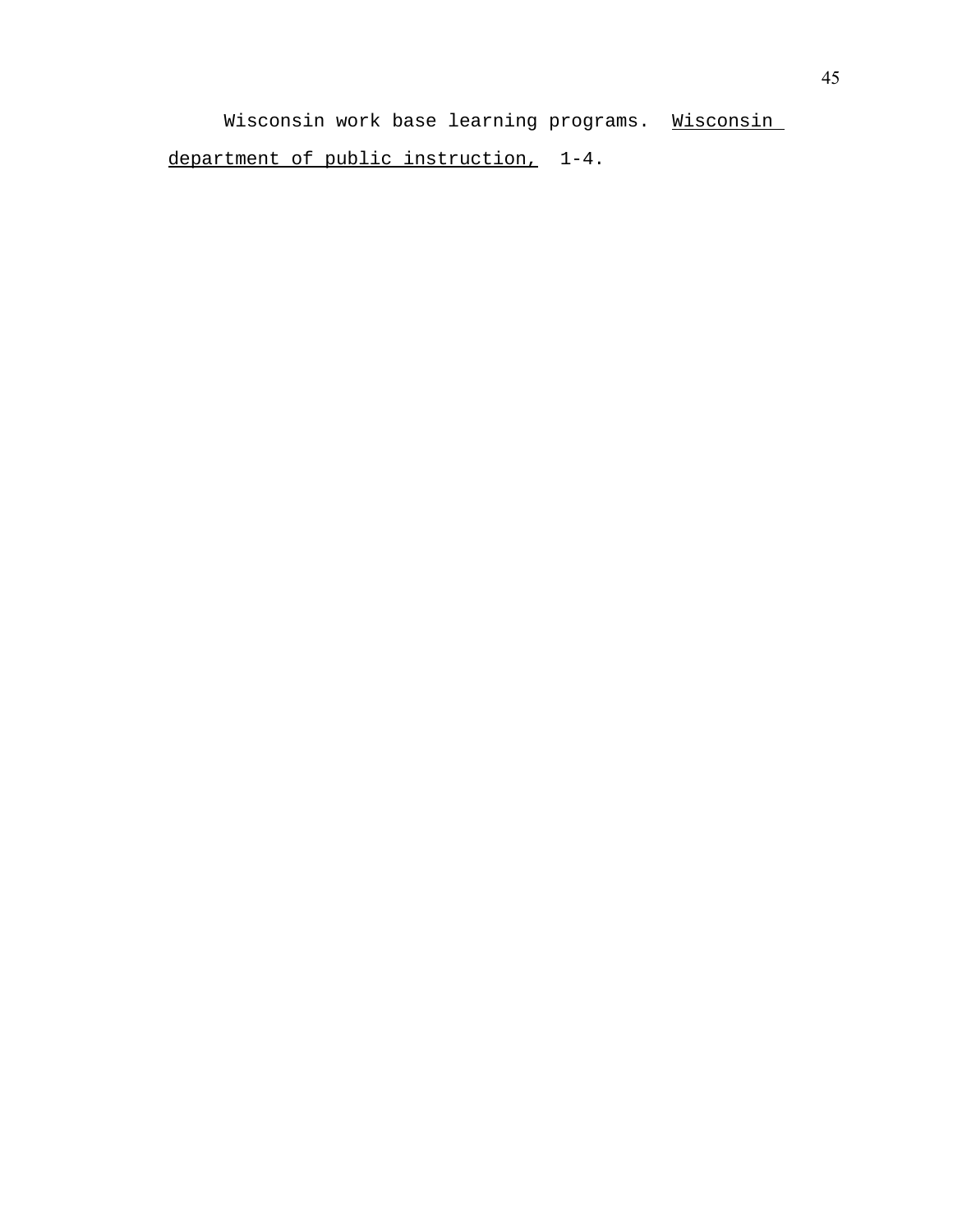Wisconsin work base learning programs. <u>Wisconsin department of public instruction,</u> 1-4.